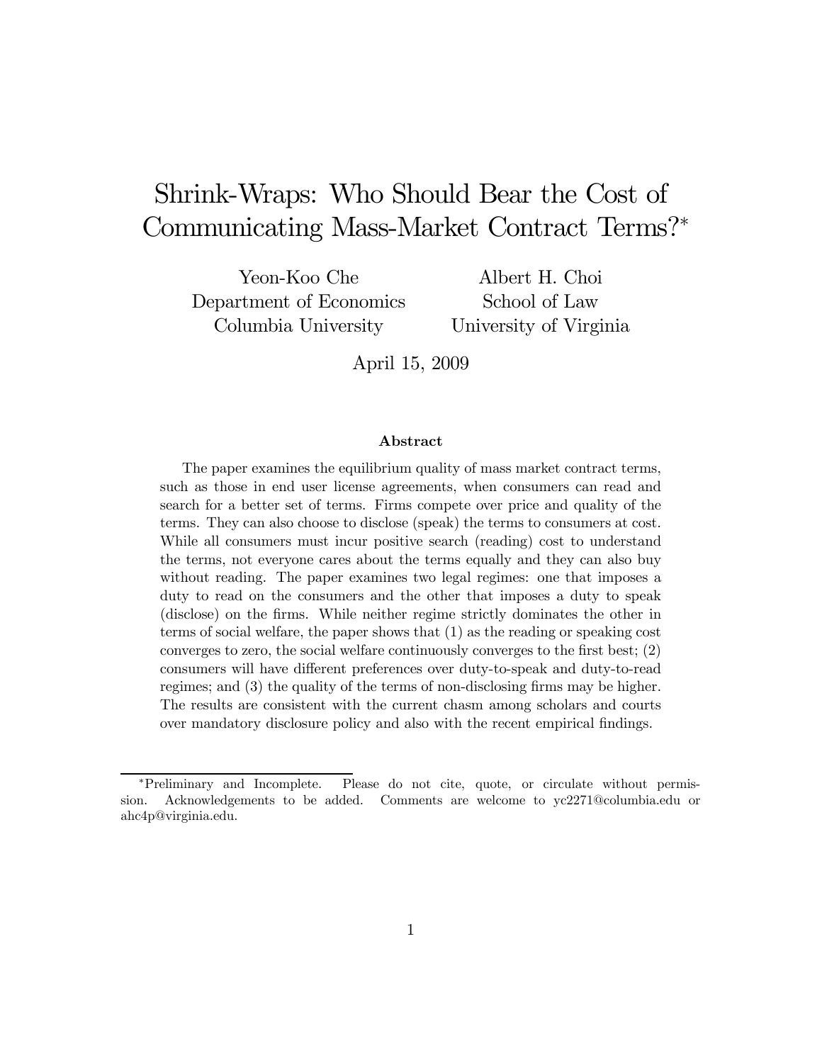# Shrink-Wraps: Who Should Bear the Cost of Communicating Mass-Market Contract Terms?*

Yeon-Koo Che
Department of Economics
Columbia University

Albert H. Choi
School of Law
University of Virginia

April 15, 2009

### Abstract

The paper examines the equilibrium quality of mass market contract terms, such as those in end user license agreements, when consumers can read and search for a better set of terms. Firms compete over price and quality of the terms. They can also choose to disclose (speak) the terms to consumers at cost. While all consumers must incur positive search (reading) cost to understand the terms, not everyone cares about the terms equally and they can also buy without reading. The paper examines two legal regimes: one that imposes a duty to read on the consumers and the other that imposes a duty to speak (disclose) on the firms. While neither regime strictly dominates the other in terms of social welfare, the paper shows that (1) as the reading or speaking cost converges to zero, the social welfare continuously converges to the first best; (2) consumers will have different preferences over duty-to-speak and duty-to-read regimes; and (3) the quality of the terms of non-disclosing firms may be higher. The results are consistent with the current chasm among scholars and courts over mandatory disclosure policy and also with the recent empirical findings.

---

*Preliminary and Incomplete. Please do not cite, quote, or circulate without permission. Acknowledgements to be added. Comments are welcome to yc2271@columbia.edu or ahc4p@virginia.edu.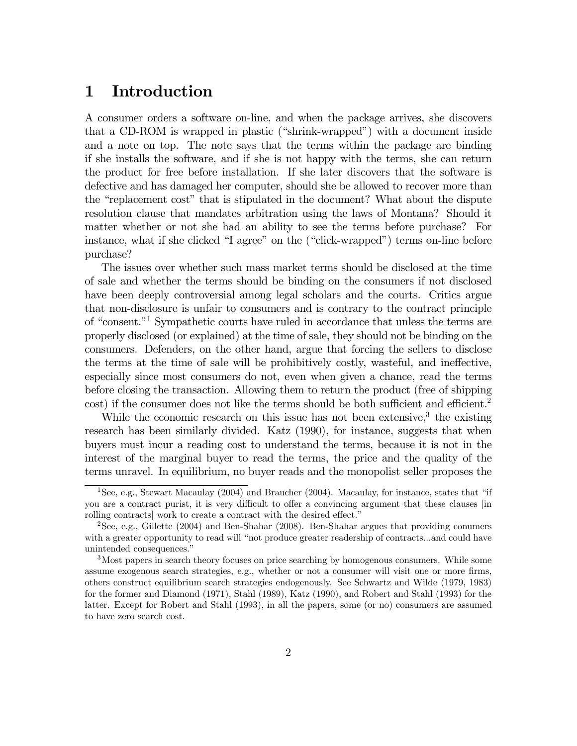# 1 Introduction

A consumer orders a software on-line, and when the package arrives, she discovers that a CD-ROM is wrapped in plastic ("shrink-wrapped") with a document inside and a note on top. The note says that the terms within the package are binding if she installs the software, and if she is not happy with the terms, she can return the product for free before installation. If she later discovers that the software is defective and has damaged her computer, should she be allowed to recover more than the "replacement cost" that is stipulated in the document? What about the dispute resolution clause that mandates arbitration using the laws of Montana? Should it matter whether or not she had an ability to see the terms before purchase? For instance, what if she clicked "I agree" on the ("click-wrapped") terms on-line before purchase?

The issues over whether such mass market terms should be disclosed at the time of sale and whether the terms should be binding on the consumers if not disclosed have been deeply controversial among legal scholars and the courts. Critics argue that non-disclosure is unfair to consumers and is contrary to the contract principle of "consent."[1] Sympathetic courts have ruled in accordance that unless the terms are properly disclosed (or explained) at the time of sale, they should not be binding on the consumers. Defenders, on the other hand, argue that forcing the sellers to disclose the terms at the time of sale will be prohibitively costly, wasteful, and ineffective, especially since most consumers do not, even when given a chance, read the terms before closing the transaction. Allowing them to return the product (free of shipping cost) if the consumer does not like the terms should be both sufficient and efficient.[2]

While the economic research on this issue has not been extensive,[3] the existing research has been similarly divided. Katz (1990), for instance, suggests that when buyers must incur a reading cost to understand the terms, because it is not in the interest of the marginal buyer to read the terms, the price and the quality of the terms unravel. In equilibrium, no buyer reads and the monopolist seller proposes the

[1] See, e.g., Stewart Macaulay (2004) and Braucher (2004). Macaulay, for instance, states that "if you are a contract purist, it is very difficult to offer a convincing argument that these clauses [in rolling contracts] work to create a contract with the desired effect."

[2] See, e.g., Gillette (2004) and Ben-Shahar (2008). Ben-Shahar argues that providing conumers with a greater opportunity to read will "not produce greater readership of contracts...and could have unintended consequences."

[3] Most papers in search theory focuses on price searching by homogenous consumers. While some assume exogenous search strategies, e.g., whether or not a consumer will visit one or more firms, others construct equilibrium search strategies endogenously. See Schwartz and Wilde (1979, 1983) for the former and Diamond (1971), Stahl (1989), Katz (1990), and Robert and Stahl (1993) for the latter. Except for Robert and Stahl (1993), in all the papers, some (or no) consumers are assumed to have zero search cost.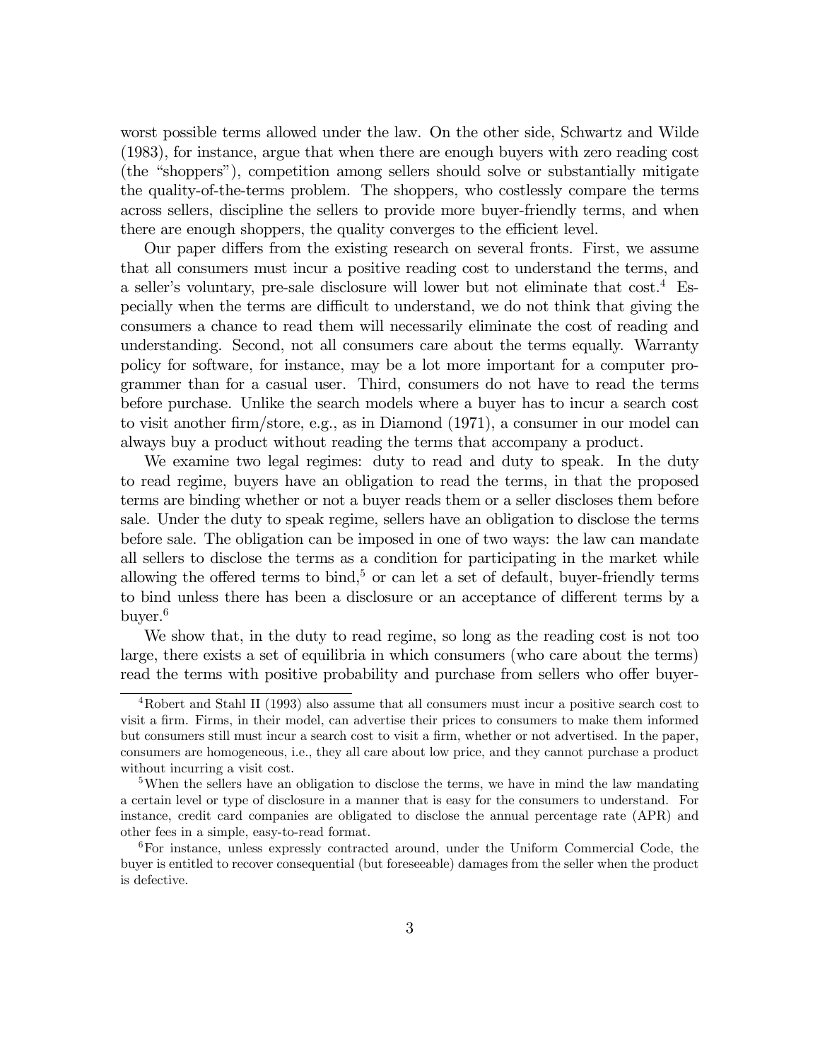worst possible terms allowed under the law. On the other side, Schwartz and Wilde (1983), for instance, argue that when there are enough buyers with zero reading cost (the "shoppers"), competition among sellers should solve or substantially mitigate the quality-of-the-terms problem. The shoppers, who costlessly compare the terms across sellers, discipline the sellers to provide more buyer-friendly terms, and when there are enough shoppers, the quality converges to the efficient level.

Our paper differs from the existing research on several fronts. First, we assume that all consumers must incur a positive reading cost to understand the terms, and a seller's voluntary, pre-sale disclosure will lower but not eliminate that cost.[4] Especially when the terms are difficult to understand, we do not think that giving the consumers a chance to read them will necessarily eliminate the cost of reading and understanding. Second, not all consumers care about the terms equally. Warranty policy for software, for instance, may be a lot more important for a computer programmer than for a casual user. Third, consumers do not have to read the terms before purchase. Unlike the search models where a buyer has to incur a search cost to visit another firm/store, e.g., as in Diamond (1971), a consumer in our model can always buy a product without reading the terms that accompany a product.

We examine two legal regimes: duty to read and duty to speak. In the duty to read regime, buyers have an obligation to read the terms, in that the proposed terms are binding whether or not a buyer reads them or a seller discloses them before sale. Under the duty to speak regime, sellers have an obligation to disclose the terms before sale. The obligation can be imposed in one of two ways: the law can mandate all sellers to disclose the terms as a condition for participating in the market while allowing the offered terms to bind,[5] or can let a set of default, buyer-friendly terms to bind unless there has been a disclosure or an acceptance of different terms by a buyer.[6]

We show that, in the duty to read regime, so long as the reading cost is not too large, there exists a set of equilibria in which consumers (who care about the terms) read the terms with positive probability and purchase from sellers who offer buyer-

[4] Robert and Stahl II (1993) also assume that all consumers must incur a positive search cost to visit a firm. Firms, in their model, can advertise their prices to consumers to make them informed but consumers still must incur a search cost to visit a firm, whether or not advertised. In the paper, consumers are homogeneous, i.e., they all care about low price, and they cannot purchase a product without incurring a visit cost.

[5] When the sellers have an obligation to disclose the terms, we have in mind the law mandating a certain level or type of disclosure in a manner that is easy for the consumers to understand. For instance, credit card companies are obligated to disclose the annual percentage rate (APR) and other fees in a simple, easy-to-read format.

[6] For instance, unless expressly contracted around, under the Uniform Commercial Code, the buyer is entitled to recover consequential (but foreseeable) damages from the seller when the product is defective.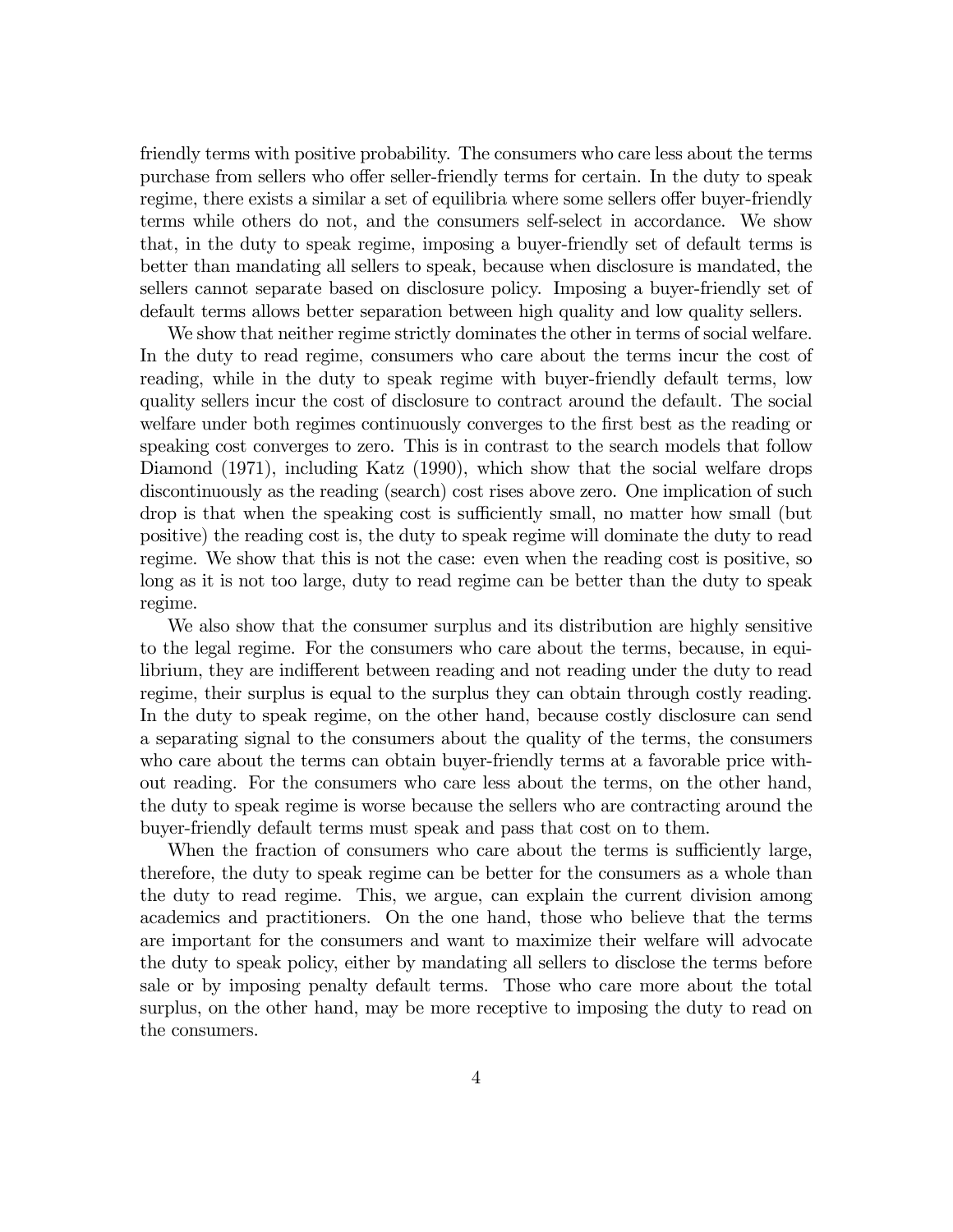friendly terms with positive probability. The consumers who care less about the terms purchase from sellers who offer seller-friendly terms for certain. In the duty to speak regime, there exists a similar a set of equilibria where some sellers offer buyer-friendly terms while others do not, and the consumers self-select in accordance. We show that, in the duty to speak regime, imposing a buyer-friendly set of default terms is better than mandating all sellers to speak, because when disclosure is mandated, the sellers cannot separate based on disclosure policy. Imposing a buyer-friendly set of default terms allows better separation between high quality and low quality sellers.

We show that neither regime strictly dominates the other in terms of social welfare. In the duty to read regime, consumers who care about the terms incur the cost of reading, while in the duty to speak regime with buyer-friendly default terms, low quality sellers incur the cost of disclosure to contract around the default. The social welfare under both regimes continuously converges to the first best as the reading or speaking cost converges to zero. This is in contrast to the search models that follow Diamond (1971), including Katz (1990), which show that the social welfare drops discontinuously as the reading (search) cost rises above zero. One implication of such drop is that when the speaking cost is sufficiently small, no matter how small (but positive) the reading cost is, the duty to speak regime will dominate the duty to read regime. We show that this is not the case: even when the reading cost is positive, so long as it is not too large, duty to read regime can be better than the duty to speak regime.

We also show that the consumer surplus and its distribution are highly sensitive to the legal regime. For the consumers who care about the terms, because, in equilibrium, they are indifferent between reading and not reading under the duty to read regime, their surplus is equal to the surplus they can obtain through costly reading. In the duty to speak regime, on the other hand, because costly disclosure can send a separating signal to the consumers about the quality of the terms, the consumers who care about the terms can obtain buyer-friendly terms at a favorable price without reading. For the consumers who care less about the terms, on the other hand, the duty to speak regime is worse because the sellers who are contracting around the buyer-friendly default terms must speak and pass that cost on to them.

When the fraction of consumers who care about the terms is sufficiently large, therefore, the duty to speak regime can be better for the consumers as a whole than the duty to read regime. This, we argue, can explain the current division among academics and practitioners. On the one hand, those who believe that the terms are important for the consumers and want to maximize their welfare will advocate the duty to speak policy, either by mandating all sellers to disclose the terms before sale or by imposing penalty default terms. Those who care more about the total surplus, on the other hand, may be more receptive to imposing the duty to read on the consumers.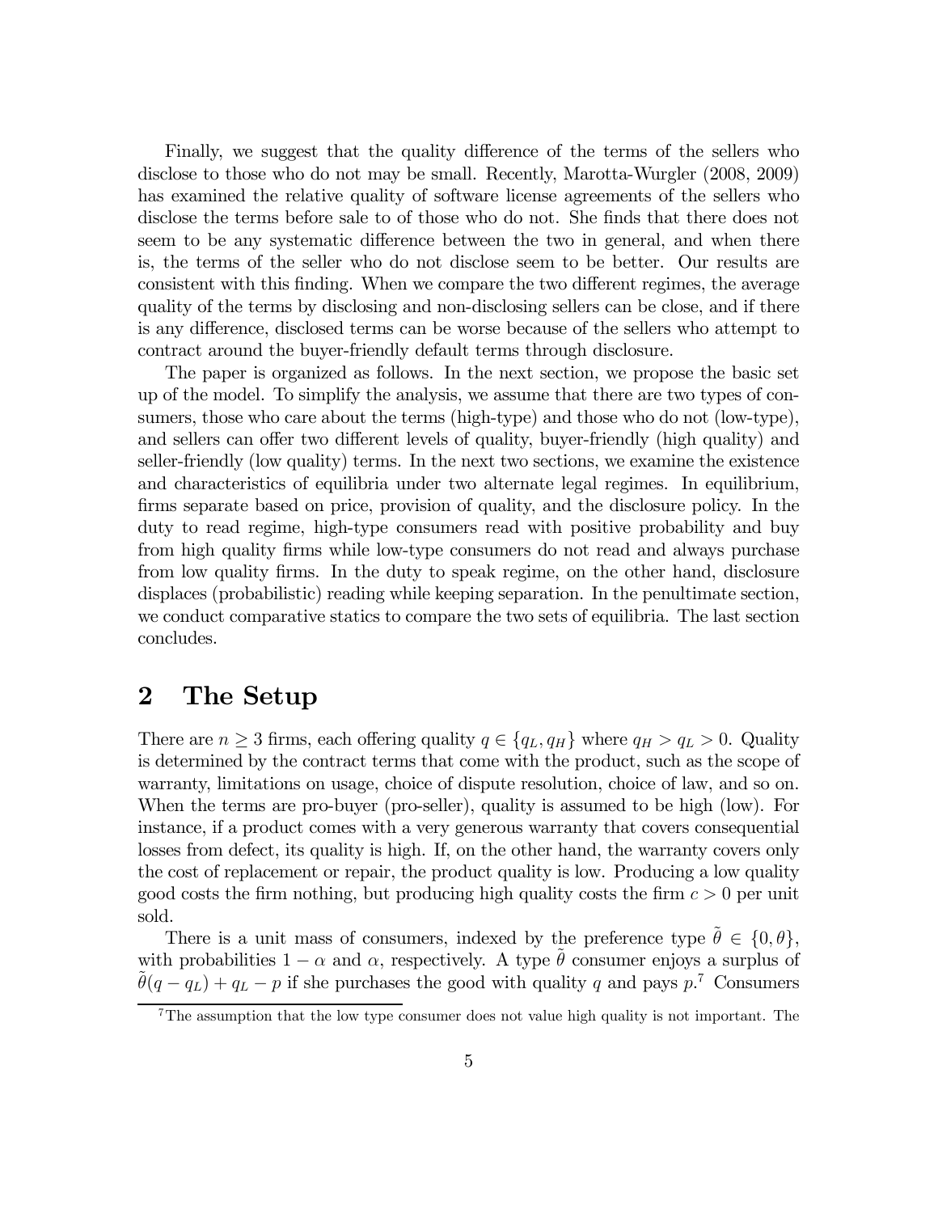Finally, we suggest that the quality difference of the terms of the sellers who disclose to those who do not may be small. Recently, Marotta-Wurgler (2008, 2009) has examined the relative quality of software license agreements of the sellers who disclose the terms before sale to of those who do not. She finds that there does not seem to be any systematic difference between the two in general, and when there is, the terms of the seller who do not disclose seem to be better. Our results are consistent with this finding. When we compare the two different regimes, the average quality of the terms by disclosing and non-disclosing sellers can be close, and if there is any difference, disclosed terms can be worse because of the sellers who attempt to contract around the buyer-friendly default terms through disclosure.

The paper is organized as follows. In the next section, we propose the basic set up of the model. To simplify the analysis, we assume that there are two types of consumers, those who care about the terms (high-type) and those who do not (low-type), and sellers can offer two different levels of quality, buyer-friendly (high quality) and seller-friendly (low quality) terms. In the next two sections, we examine the existence and characteristics of equilibria under two alternate legal regimes. In equilibrium, firms separate based on price, provision of quality, and the disclosure policy. In the duty to read regime, high-type consumers read with positive probability and buy from high quality firms while low-type consumers do not read and always purchase from low quality firms. In the duty to speak regime, on the other hand, disclosure displaces (probabilistic) reading while keeping separation. In the penultimate section, we conduct comparative statics to compare the two sets of equilibria. The last section concludes.

## 2 The Setup

There are $n \geq 3$ firms, each offering quality $q \in \{q_L, q_H\}$ where $q_H > q_L > 0$. Quality is determined by the contract terms that come with the product, such as the scope of warranty, limitations on usage, choice of dispute resolution, choice of law, and so on. When the terms are pro-buyer (pro-seller), quality is assumed to be high (low). For instance, if a product comes with a very generous warranty that covers consequential losses from defect, its quality is high. If, on the other hand, the warranty covers only the cost of replacement or repair, the product quality is low. Producing a low quality good costs the firm nothing, but producing high quality costs the firm $c > 0$ per unit sold.

There is a unit mass of consumers, indexed by the preference type $\tilde{\theta} \in \{0, \theta\}$, with probabilities $1 - \alpha$ and $\alpha$, respectively. A type $\tilde{\theta}$ consumer enjoys a surplus of $\tilde{\theta}(q - q_L) + q_L - p$ if she purchases the good with quality $q$ and pays $p$.[7] Consumers

[7] The assumption that the low type consumer does not value high quality is not important. The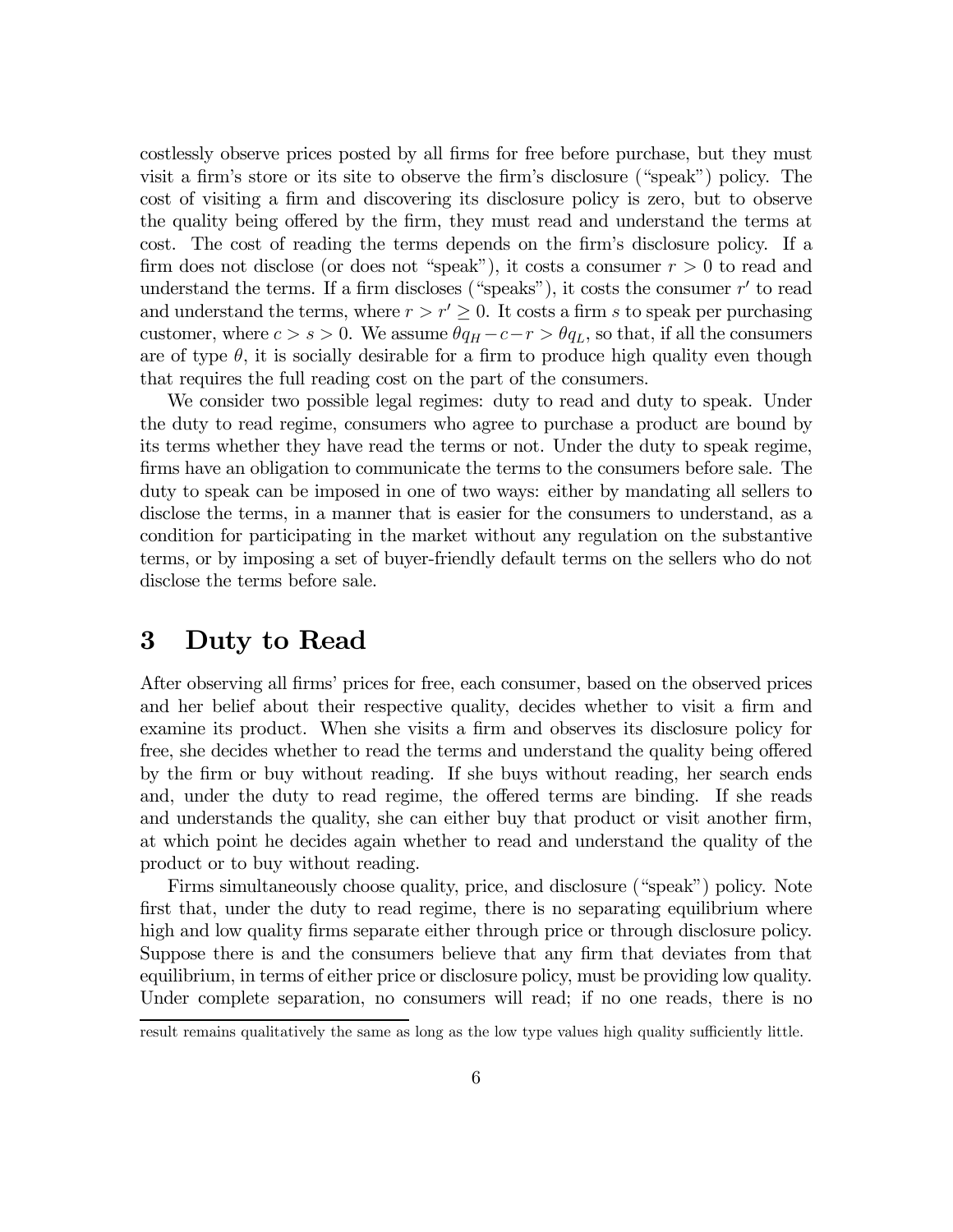costlessly observe prices posted by all firms for free before purchase, but they must visit a firm's store or its site to observe the firm's disclosure ("speak") policy. The cost of visiting a firm and discovering its disclosure policy is zero, but to observe the quality being offered by the firm, they must read and understand the terms at cost. The cost of reading the terms depends on the firm's disclosure policy. If a firm does not disclose (or does not "speak"), it costs a consumer $r > 0$ to read and understand the terms. If a firm discloses ("speaks"), it costs the consumer $r'$ to read and understand the terms, where $r > r' \geq 0$. It costs a firm $s$ to speak per purchasing customer, where $c > s > 0$. We assume $\theta q_H - c - r > \theta q_L$, so that, if all the consumers are of type $\theta$, it is socially desirable for a firm to produce high quality even though that requires the full reading cost on the part of the consumers.

We consider two possible legal regimes: duty to read and duty to speak. Under the duty to read regime, consumers who agree to purchase a product are bound by its terms whether they have read the terms or not. Under the duty to speak regime, firms have an obligation to communicate the terms to the consumers before sale. The duty to speak can be imposed in one of two ways: either by mandating all sellers to disclose the terms, in a manner that is easier for the consumers to understand, as a condition for participating in the market without any regulation on the substantive terms, or by imposing a set of buyer-friendly default terms on the sellers who do not disclose the terms before sale.

# 3 Duty to Read

After observing all firms' prices for free, each consumer, based on the observed prices and her belief about their respective quality, decides whether to visit a firm and examine its product. When she visits a firm and observes its disclosure policy for free, she decides whether to read the terms and understand the quality being offered by the firm or buy without reading. If she buys without reading, her search ends and, under the duty to read regime, the offered terms are binding. If she reads and understands the quality, she can either buy that product or visit another firm, at which point he decides again whether to read and understand the quality of the product or to buy without reading.

Firms simultaneously choose quality, price, and disclosure ("speak") policy. Note first that, under the duty to read regime, there is no separating equilibrium where high and low quality firms separate either through price or through disclosure policy. Suppose there is and the consumers believe that any firm that deviates from that equilibrium, in terms of either price or disclosure policy, must be providing low quality. Under complete separation, no consumers will read; if no one reads, there is no

result remains qualitatively the same as long as the low type values high quality sufficiently little.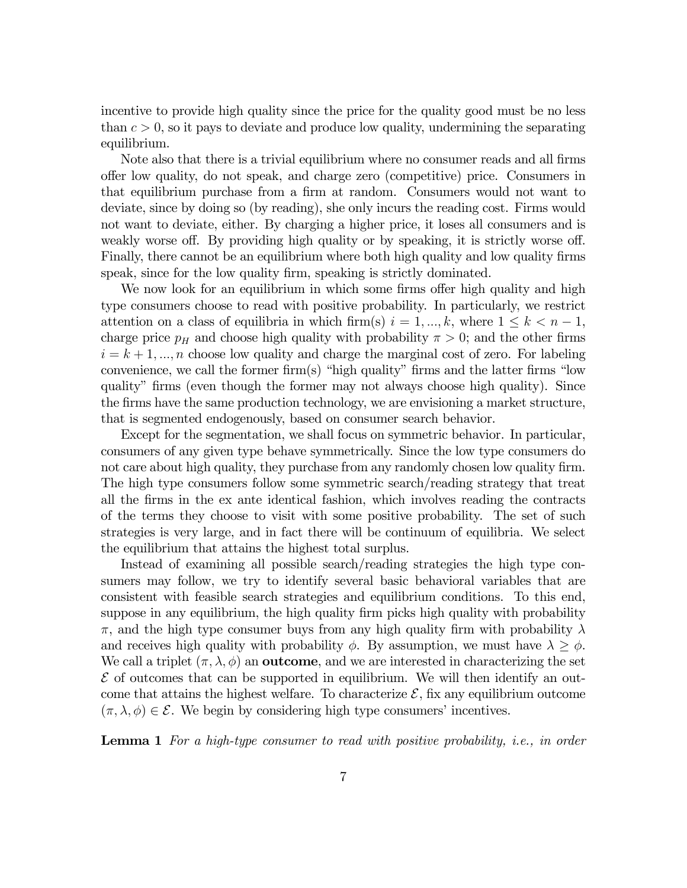incentive to provide high quality since the price for the quality good must be no less than $c > 0$, so it pays to deviate and produce low quality, undermining the separating equilibrium.

Note also that there is a trivial equilibrium where no consumer reads and all firms offer low quality, do not speak, and charge zero (competitive) price. Consumers in that equilibrium purchase from a firm at random. Consumers would not want to deviate, since by doing so (by reading), she only incurs the reading cost. Firms would not want to deviate, either. By charging a higher price, it loses all consumers and is weakly worse off. By providing high quality or by speaking, it is strictly worse off. Finally, there cannot be an equilibrium where both high quality and low quality firms speak, since for the low quality firm, speaking is strictly dominated.

We now look for an equilibrium in which some firms offer high quality and high type consumers choose to read with positive probability. In particularly, we restrict attention on a class of equilibria in which firm(s) $i = 1, ..., k$, where $1 \leq k < n - 1$, charge price $p_H$ and choose high quality with probability $\pi > 0$; and the other firms $i = k + 1, ..., n$ choose low quality and charge the marginal cost of zero. For labeling convenience, we call the former firm(s) "high quality" firms and the latter firms "low quality" firms (even though the former may not always choose high quality). Since the firms have the same production technology, we are envisioning a market structure, that is segmented endogenously, based on consumer search behavior.

Except for the segmentation, we shall focus on symmetric behavior. In particular, consumers of any given type behave symmetrically. Since the low type consumers do not care about high quality, they purchase from any randomly chosen low quality firm. The high type consumers follow some symmetric search/reading strategy that treat all the firms in the ex ante identical fashion, which involves reading the contracts of the terms they choose to visit with some positive probability. The set of such strategies is very large, and in fact there will be continuum of equilibria. We select the equilibrium that attains the highest total surplus.

Instead of examining all possible search/reading strategies the high type consumers may follow, we try to identify several basic behavioral variables that are consistent with feasible search strategies and equilibrium conditions. To this end, suppose in any equilibrium, the high quality firm picks high quality with probability $\pi$, and the high type consumer buys from any high quality firm with probability $\lambda$ and receives high quality with probability $\phi$. By assumption, we must have $\lambda \geq \phi$. We call a triplet $(\pi, \lambda, \phi)$ an **outcome**, and we are interested in characterizing the set $\mathcal{E}$ of outcomes that can be supported in equilibrium. We will then identify an outcome that attains the highest welfare. To characterize $\mathcal{E}$, fix any equilibrium outcome $(\pi, \lambda, \phi) \in \mathcal{E}$. We begin by considering high type consumers' incentives.

**Lemma 1** *For a high-type consumer to read with positive probability, i.e., in order*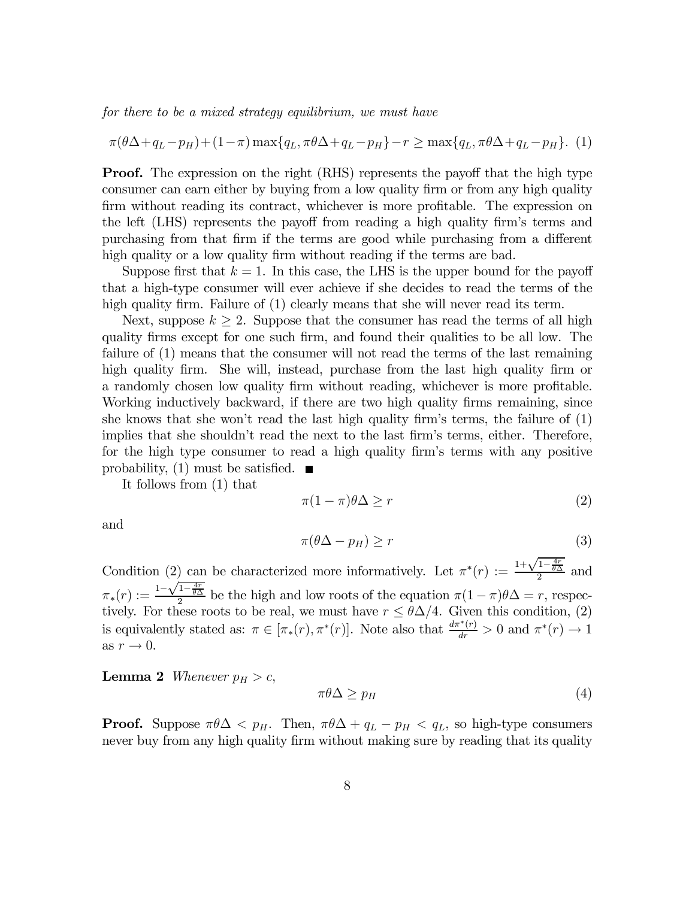*for there to be a mixed strategy equilibrium, we must have*

$$\pi(\theta\Delta+q_L-p_H)+(1-\pi)\max\{q_L,\pi\theta\Delta+q_L-p_H\}-r \geq \max\{q_L,\pi\theta\Delta+q_L-p_H\}. \quad (1)$$

**Proof.** The expression on the right (RHS) represents the payoff that the high type consumer can earn either by buying from a low quality firm or from any high quality firm without reading its contract, whichever is more profitable. The expression on the left (LHS) represents the payoff from reading a high quality firm's terms and purchasing from that firm if the terms are good while purchasing from a different high quality or a low quality firm without reading if the terms are bad.

Suppose first that $k = 1$. In this case, the LHS is the upper bound for the payoff that a high-type consumer will ever achieve if she decides to read the terms of the high quality firm. Failure of (1) clearly means that she will never read its term.

Next, suppose $k \geq 2$. Suppose that the consumer has read the terms of all high quality firms except for one such firm, and found their qualities to be all low. The failure of (1) means that the consumer will not read the terms of the last remaining high quality firm. She will, instead, purchase from the last high quality firm or a randomly chosen low quality firm without reading, whichever is more profitable. Working inductively backward, if there are two high quality firms remaining, since she knows that she won't read the last high quality firm's terms, the failure of (1) implies that she shouldn't read the next to the last firm's terms, either. Therefore, for the high type consumer to read a high quality firm's terms with any positive probability, (1) must be satisfied. ■

It follows from (1) that

$$\pi(1-\pi)\theta\Delta \geq r \quad (2)$$

and

$$\pi(\theta\Delta - p_H) \geq r \quad (3)$$

Condition (2) can be characterized more informatively. Let $\pi^*(r) := \frac{1+\sqrt{1-\frac{4r}{\theta\Delta}}}{2}$ and $\pi_*(r) := \frac{1-\sqrt{1-\frac{4r}{\theta\Delta}}}{2}$ be the high and low roots of the equation $\pi(1-\pi)\theta\Delta = r$, respectively. For these roots to be real, we must have $r \leq \theta\Delta/4$. Given this condition, (2) is equivalently stated as: $\pi \in [\pi_*(r), \pi^*(r)]$. Note also that $\frac{d\pi^*(r)}{dr} > 0$ and $\pi^*(r) \to 1$ as $r \to 0$.

**Lemma 2** *Whenever $p_H > c$,*

$$\pi\theta\Delta \geq p_H \quad (4)$$

**Proof.** Suppose $\pi\theta\Delta < p_H$. Then, $\pi\theta\Delta + q_L - p_H < q_L$, so high-type consumers never buy from any high quality firm without making sure by reading that its quality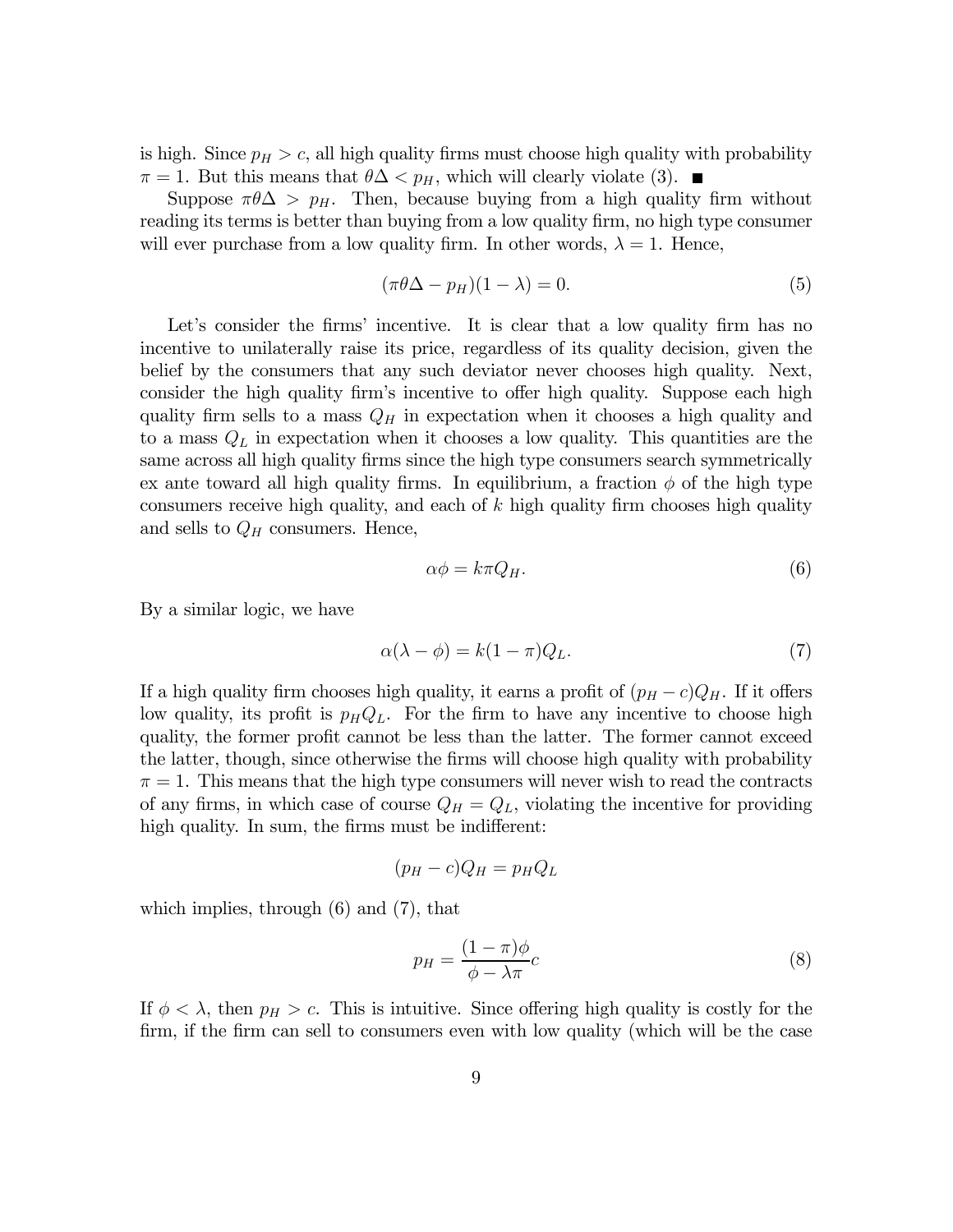is high. Since $p_H > c$, all high quality firms must choose high quality with probability $\pi = 1$. But this means that $\theta\Delta < p_H$, which will clearly violate (3). ■

Suppose $\pi\theta\Delta > p_H$. Then, because buying from a high quality firm without reading its terms is better than buying from a low quality firm, no high type consumer will ever purchase from a low quality firm. In other words, $\lambda = 1$. Hence,

$$(\pi\theta\Delta - p_H)(1 - \lambda) = 0. \tag{5}$$

Let's consider the firms' incentive. It is clear that a low quality firm has no incentive to unilaterally raise its price, regardless of its quality decision, given the belief by the consumers that any such deviator never chooses high quality. Next, consider the high quality firm's incentive to offer high quality. Suppose each high quality firm sells to a mass $Q_H$ in expectation when it chooses a high quality and to a mass $Q_L$ in expectation when it chooses a low quality. This quantities are the same across all high quality firms since the high type consumers search symmetrically ex ante toward all high quality firms. In equilibrium, a fraction $\phi$ of the high type consumers receive high quality, and each of $k$ high quality firm chooses high quality and sells to $Q_H$ consumers. Hence,

$$\alpha\phi = k\pi Q_H. \tag{6}$$

By a similar logic, we have

$$\alpha(\lambda - \phi) = k(1 - \pi)Q_L. \tag{7}$$

If a high quality firm chooses high quality, it earns a profit of $(p_H - c)Q_H$. If it offers low quality, its profit is $p_H Q_L$. For the firm to have any incentive to choose high quality, the former profit cannot be less than the latter. The former cannot exceed the latter, though, since otherwise the firms will choose high quality with probability $\pi = 1$. This means that the high type consumers will never wish to read the contracts of any firms, in which case of course $Q_H = Q_L$, violating the incentive for providing high quality. In sum, the firms must be indifferent:

$$(p_H - c)Q_H = p_H Q_L$$

which implies, through (6) and (7), that

$$p_H = \frac{(1 - \pi)\phi}{\phi - \lambda\pi}c \tag{8}$$

If $\phi < \lambda$, then $p_H > c$. This is intuitive. Since offering high quality is costly for the firm, if the firm can sell to consumers even with low quality (which will be the case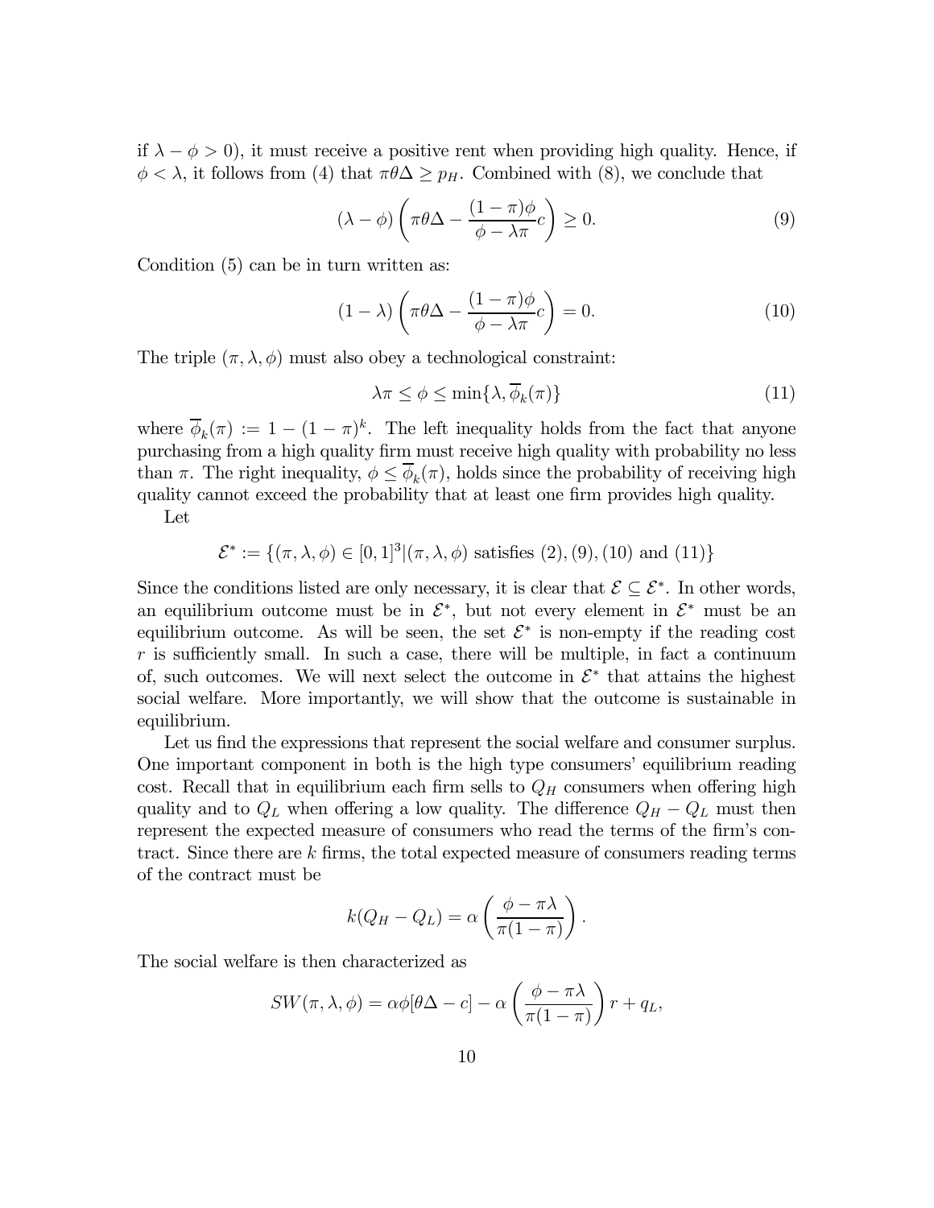if $\lambda - \phi > 0$), it must receive a positive rent when providing high quality. Hence, if $\phi < \lambda$, it follows from (4) that $\pi\theta\Delta \geq p_H$. Combined with (8), we conclude that

$$(\lambda - \phi)\left(\pi\theta\Delta - \frac{(1-\pi)\phi}{\phi - \lambda\pi}c\right) \geq 0. \tag{9}$$

Condition (5) can be in turn written as:

$$(1 - \lambda)\left(\pi\theta\Delta - \frac{(1-\pi)\phi}{\phi - \lambda\pi}c\right) = 0. \tag{10}$$

The triple $(\pi, \lambda, \phi)$ must also obey a technological constraint:

$$\lambda\pi \leq \phi \leq \min\{\lambda, \overline{\phi}_k(\pi)\} \tag{11}$$

where $\overline{\phi}_k(\pi) := 1 - (1-\pi)^k$. The left inequality holds from the fact that anyone purchasing from a high quality firm must receive high quality with probability no less than $\pi$. The right inequality, $\phi \leq \overline{\phi}_k(\pi)$, holds since the probability of receiving high quality cannot exceed the probability that at least one firm provides high quality.

Let

$$\mathcal{E}^* := \{(\pi, \lambda, \phi) \in [0,1]^3 | (\pi, \lambda, \phi) \text{ satisfies } (2), (9), (10) \text{ and } (11)\}$$

Since the conditions listed are only necessary, it is clear that $\mathcal{E} \subseteq \mathcal{E}^*$. In other words, an equilibrium outcome must be in $\mathcal{E}^*$, but not every element in $\mathcal{E}^*$ must be an equilibrium outcome. As will be seen, the set $\mathcal{E}^*$ is non-empty if the reading cost $r$ is sufficiently small. In such a case, there will be multiple, in fact a continuum of, such outcomes. We will next select the outcome in $\mathcal{E}^*$ that attains the highest social welfare. More importantly, we will show that the outcome is sustainable in equilibrium.

Let us find the expressions that represent the social welfare and consumer surplus. One important component in both is the high type consumers' equilibrium reading cost. Recall that in equilibrium each firm sells to $Q_H$ consumers when offering high quality and to $Q_L$ when offering a low quality. The difference $Q_H - Q_L$ must then represent the expected measure of consumers who read the terms of the firm's contract. Since there are $k$ firms, the total expected measure of consumers reading terms of the contract must be

$$k(Q_H - Q_L) = \alpha\left(\frac{\phi - \pi\lambda}{\pi(1-\pi)}\right).$$

The social welfare is then characterized as

$$SW(\pi, \lambda, \phi) = \alpha\phi[\theta\Delta - c] - \alpha\left(\frac{\phi - \pi\lambda}{\pi(1-\pi)}\right)r + q_L,$$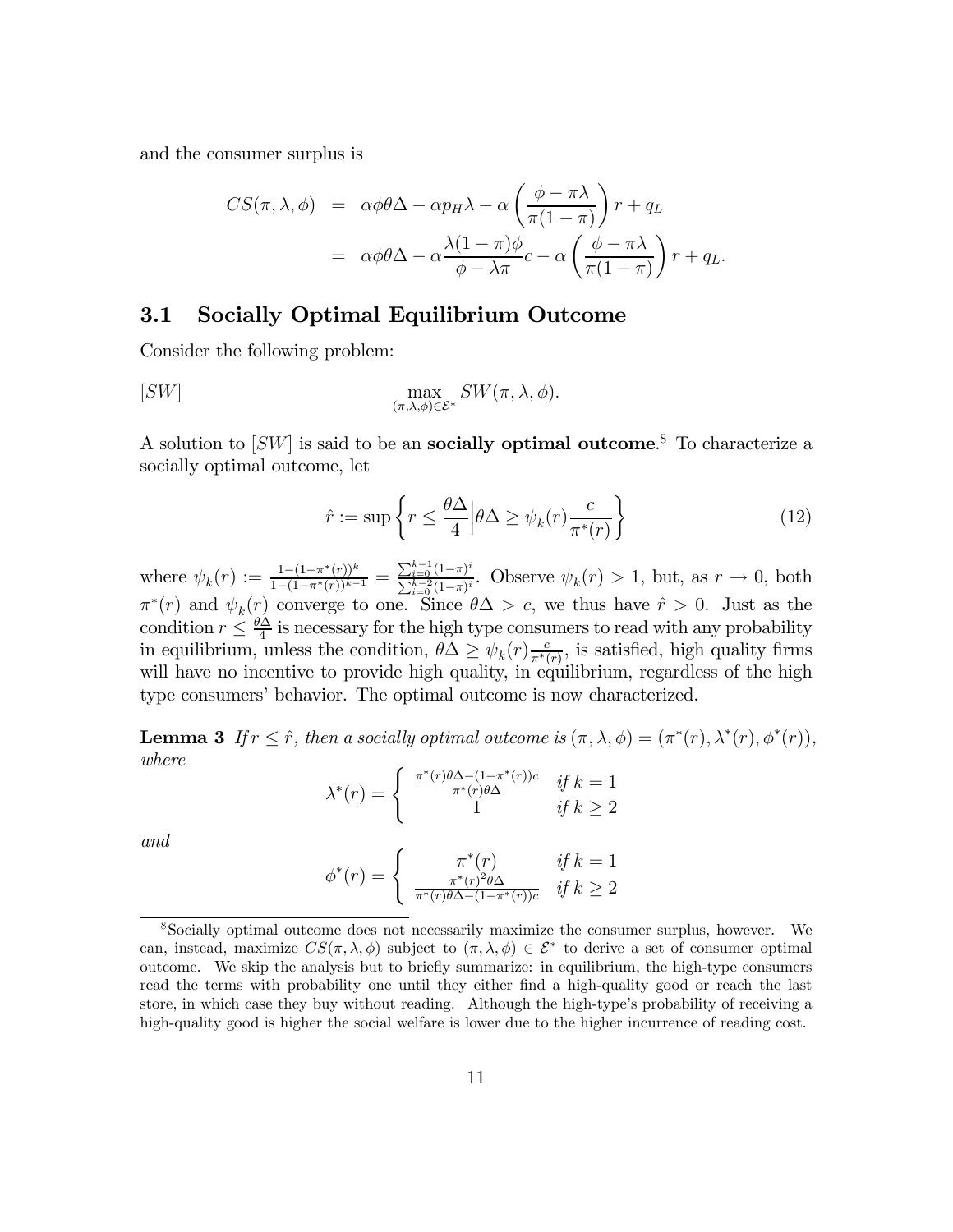and the consumer surplus is

$$
\begin{aligned}
CS(\pi, \lambda, \phi) &= \alpha\phi\theta\Delta - \alpha p_H \lambda - \alpha\left(\frac{\phi - \pi\lambda}{\pi(1-\pi)}\right) r + q_L \\
&= \alpha\phi\theta\Delta - \alpha\frac{\lambda(1-\pi)\phi}{\phi - \lambda\pi} c - \alpha\left(\frac{\phi - \pi\lambda}{\pi(1-\pi)}\right) r + q_L.
\end{aligned}
$$

## 3.1 Socially Optimal Equilibrium Outcome

Consider the following problem:

$$
[SW] \qquad \max_{(\pi,\lambda,\phi)\in\mathcal{E}^*} SW(\pi, \lambda, \phi).
$$

A solution to $[SW]$ is said to be an **socially optimal outcome**.[8] To characterize a socially optimal outcome, let

$$
\hat{r} := \sup\left\{ r \leq \frac{\theta\Delta}{4} \Big| \theta\Delta \geq \psi_k(r)\frac{c}{\pi^*(r)} \right\} \tag{12}
$$

where $\psi_k(r) := \frac{1-(1-\pi^*(r))^k}{1-(1-\pi^*(r))^{k-1}} = \frac{\sum_{i=0}^{k-1}(1-\pi)^i}{\sum_{i=0}^{k-2}(1-\pi)^i}$. Observe $\psi_k(r) > 1$, but, as $r \to 0$, both $\pi^*(r)$ and $\psi_k(r)$ converge to one. Since $\theta\Delta > c$, we thus have $\hat{r} > 0$. Just as the condition $r \leq \frac{\theta\Delta}{4}$ is necessary for the high type consumers to read with any probability in equilibrium, unless the condition, $\theta\Delta \geq \psi_k(r)\frac{c}{\pi^*(r)}$, is satisfied, high quality firms will have no incentive to provide high quality, in equilibrium, regardless of the high type consumers' behavior. The optimal outcome is now characterized.

**Lemma 3** *If $r \leq \hat{r}$, then a socially optimal outcome is $(\pi, \lambda, \phi) = (\pi^*(r), \lambda^*(r), \phi^*(r))$, where*

$$
\lambda^*(r) = \begin{cases} \frac{\pi^*(r)\theta\Delta - (1-\pi^*(r))c}{\pi^*(r)\theta\Delta} & \text{if } k = 1 \\ 1 & \text{if } k \geq 2 \end{cases}
$$

*and*

$$
\phi^*(r) = \begin{cases} \pi^*(r) & \text{if } k = 1 \\ \frac{\pi^*(r)^2\theta\Delta}{\pi^*(r)\theta\Delta - (1-\pi^*(r))c} & \text{if } k \geq 2 \end{cases}
$$

[8] Socially optimal outcome does not necessarily maximize the consumer surplus, however. We can, instead, maximize $CS(\pi, \lambda, \phi)$ subject to $(\pi, \lambda, \phi) \in \mathcal{E}^*$ to derive a set of consumer optimal outcome. We skip the analysis but to briefly summarize: in equilibrium, the high-type consumers read the terms with probability one until they either find a high-quality good or reach the last store, in which case they buy without reading. Although the high-type's probability of receiving a high-quality good is higher the social welfare is lower due to the higher incurrence of reading cost.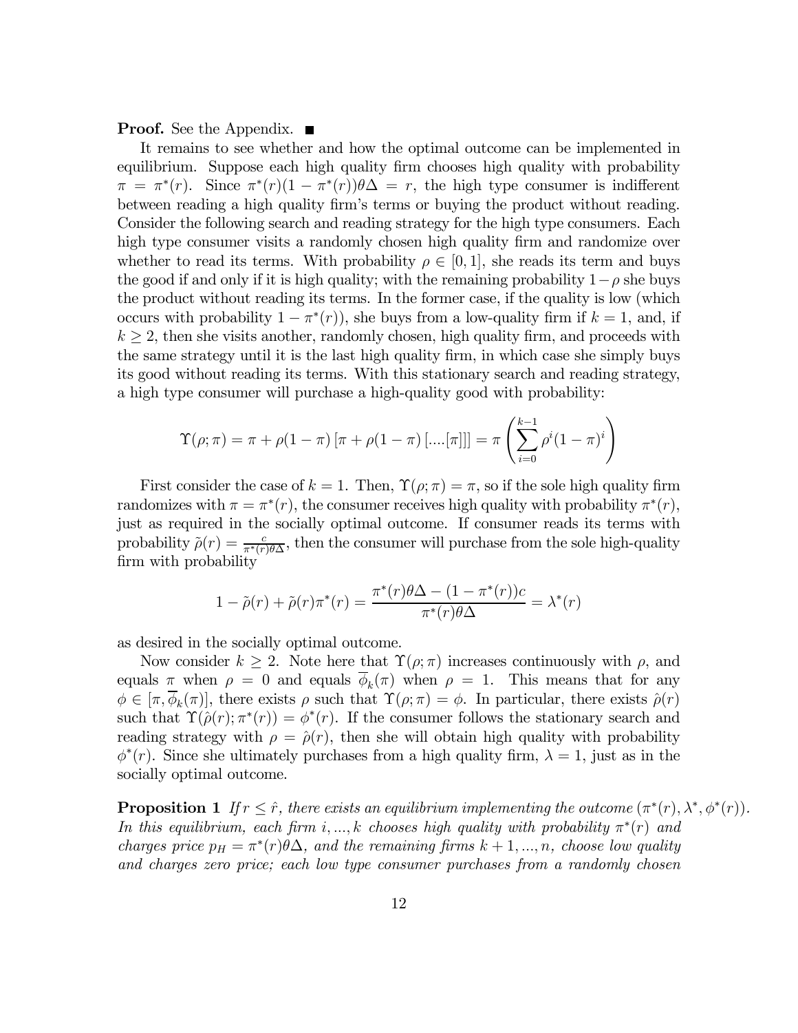**Proof.** See the Appendix. ■

It remains to see whether and how the optimal outcome can be implemented in equilibrium. Suppose each high quality firm chooses high quality with probability $\pi = \pi^*(r)$. Since $\pi^*(r)(1 - \pi^*(r))\theta\Delta = r$, the high type consumer is indifferent between reading a high quality firm's terms or buying the product without reading. Consider the following search and reading strategy for the high type consumers. Each high type consumer visits a randomly chosen high quality firm and randomize over whether to read its terms. With probability $\rho \in [0, 1]$, she reads its term and buys the good if and only if it is high quality; with the remaining probability $1-\rho$ she buys the product without reading its terms. In the former case, if the quality is low (which occurs with probability $1 - \pi^*(r)$), she buys from a low-quality firm if $k = 1$, and, if $k \geq 2$, then she visits another, randomly chosen, high quality firm, and proceeds with the same strategy until it is the last high quality firm, in which case she simply buys its good without reading its terms. With this stationary search and reading strategy, a high type consumer will purchase a high-quality good with probability:

$$\Upsilon(\rho; \pi) = \pi + \rho(1-\pi)\left[\pi + \rho(1-\pi)\left[....[\pi]\right]\right] = \pi\left(\sum_{i=0}^{k-1} \rho^i (1-\pi)^i\right)$$

First consider the case of $k = 1$. Then, $\Upsilon(\rho; \pi) = \pi$, so if the sole high quality firm randomizes with $\pi = \pi^*(r)$, the consumer receives high quality with probability $\pi^*(r)$, just as required in the socially optimal outcome. If consumer reads its terms with probability $\tilde{\rho}(r) = \frac{c}{\pi^*(r)\theta\Delta}$, then the consumer will purchase from the sole high-quality firm with probability

$$1 - \tilde{\rho}(r) + \tilde{\rho}(r)\pi^*(r) = \frac{\pi^*(r)\theta\Delta - (1 - \pi^*(r))c}{\pi^*(r)\theta\Delta} = \lambda^*(r)$$

as desired in the socially optimal outcome.

Now consider $k \geq 2$. Note here that $\Upsilon(\rho; \pi)$ increases continuously with $\rho$, and equals $\pi$ when $\rho = 0$ and equals $\overline{\phi}_k(\pi)$ when $\rho = 1$. This means that for any $\phi \in [\pi, \overline{\phi}_k(\pi)]$, there exists $\rho$ such that $\Upsilon(\rho; \pi) = \phi$. In particular, there exists $\hat{\rho}(r)$ such that $\Upsilon(\hat{\rho}(r); \pi^*(r)) = \phi^*(r)$. If the consumer follows the stationary search and reading strategy with $\rho = \hat{\rho}(r)$, then she will obtain high quality with probability $\phi^*(r)$. Since she ultimately purchases from a high quality firm, $\lambda = 1$, just as in the socially optimal outcome.

**Proposition 1** *If $r \leq \hat{r}$, there exists an equilibrium implementing the outcome $(\pi^*(r), \lambda^*, \phi^*(r))$. In this equilibrium, each firm $i, ..., k$ chooses high quality with probability $\pi^*(r)$ and charges price $p_H = \pi^*(r)\theta\Delta$, and the remaining firms $k+1, ..., n$, choose low quality and charges zero price; each low type consumer purchases from a randomly chosen*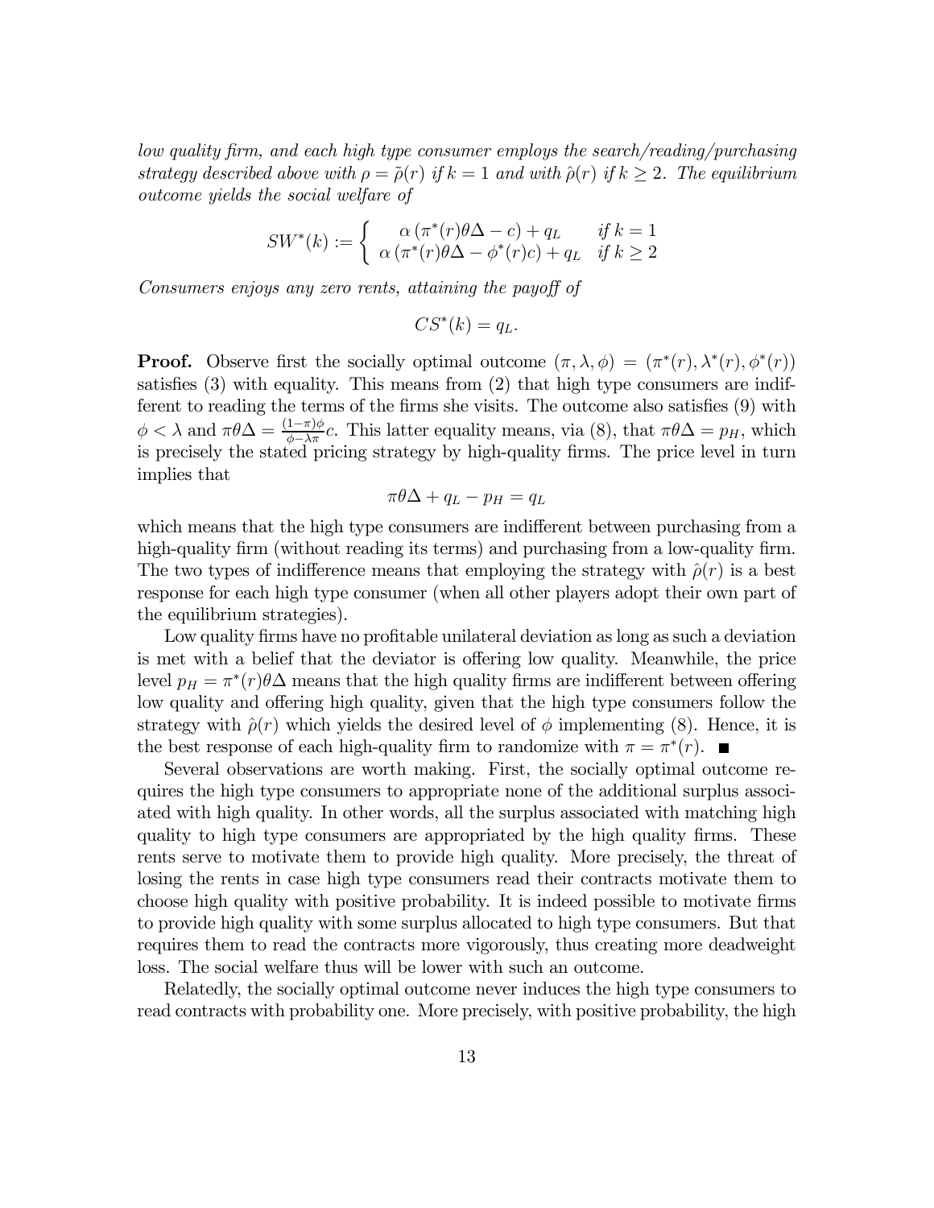*low quality firm, and each high type consumer employs the search/reading/purchasing strategy described above with $\rho = \tilde{\rho}(r)$ if $k = 1$ and with $\hat{\rho}(r)$ if $k \geq 2$. The equilibrium outcome yields the social welfare of*

$$SW^*(k) := \begin{cases} \alpha\left(\pi^*(r)\theta\Delta - c\right) + q_L & \text{if } k = 1 \\ \alpha\left(\pi^*(r)\theta\Delta - \phi^*(r)c\right) + q_L & \text{if } k \geq 2 \end{cases}$$

*Consumers enjoys any zero rents, attaining the payoff of*

$$CS^*(k) = q_L.$$

**Proof.** Observe first the socially optimal outcome $(\pi, \lambda, \phi) = (\pi^*(r), \lambda^*(r), \phi^*(r))$ satisfies (3) with equality. This means from (2) that high type consumers are indifferent to reading the terms of the firms she visits. The outcome also satisfies (9) with $\phi < \lambda$ and $\pi\theta\Delta = \frac{(1-\pi)\phi}{\phi - \lambda\pi}c$. This latter equality means, via (8), that $\pi\theta\Delta = p_H$, which is precisely the stated pricing strategy by high-quality firms. The price level in turn implies that

$$\pi\theta\Delta + q_L - p_H = q_L$$

which means that the high type consumers are indifferent between purchasing from a high-quality firm (without reading its terms) and purchasing from a low-quality firm. The two types of indifference means that employing the strategy with $\hat{\rho}(r)$ is a best response for each high type consumer (when all other players adopt their own part of the equilibrium strategies).

Low quality firms have no profitable unilateral deviation as long as such a deviation is met with a belief that the deviator is offering low quality. Meanwhile, the price level $p_H = \pi^*(r)\theta\Delta$ means that the high quality firms are indifferent between offering low quality and offering high quality, given that the high type consumers follow the strategy with $\hat{\rho}(r)$ which yields the desired level of $\phi$ implementing (8). Hence, it is the best response of each high-quality firm to randomize with $\pi = \pi^*(r)$. ■

Several observations are worth making. First, the socially optimal outcome requires the high type consumers to appropriate none of the additional surplus associated with high quality. In other words, all the surplus associated with matching high quality to high type consumers are appropriated by the high quality firms. These rents serve to motivate them to provide high quality. More precisely, the threat of losing the rents in case high type consumers read their contracts motivate them to choose high quality with positive probability. It is indeed possible to motivate firms to provide high quality with some surplus allocated to high type consumers. But that requires them to read the contracts more vigorously, thus creating more deadweight loss. The social welfare thus will be lower with such an outcome.

Relatedly, the socially optimal outcome never induces the high type consumers to read contracts with probability one. More precisely, with positive probability, the high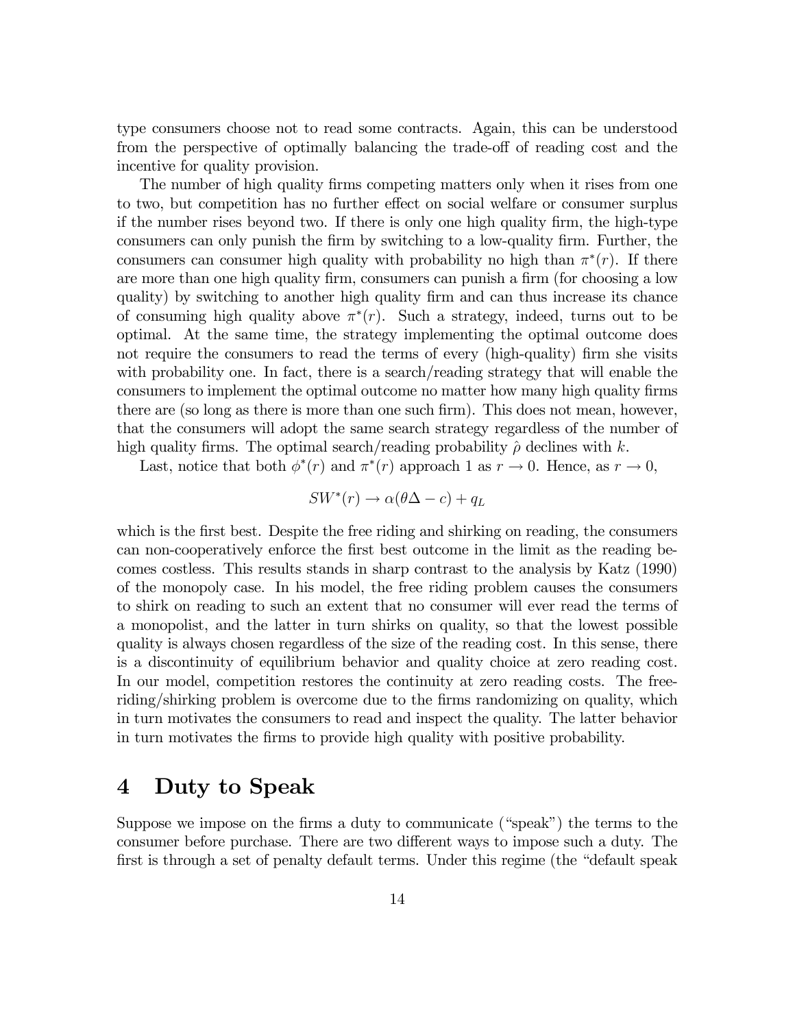type consumers choose not to read some contracts. Again, this can be understood from the perspective of optimally balancing the trade-off of reading cost and the incentive for quality provision.

The number of high quality firms competing matters only when it rises from one to two, but competition has no further effect on social welfare or consumer surplus if the number rises beyond two. If there is only one high quality firm, the high-type consumers can only punish the firm by switching to a low-quality firm. Further, the consumers can consumer high quality with probability no high than $\pi^*(r)$. If there are more than one high quality firm, consumers can punish a firm (for choosing a low quality) by switching to another high quality firm and can thus increase its chance of consuming high quality above $\pi^*(r)$. Such a strategy, indeed, turns out to be optimal. At the same time, the strategy implementing the optimal outcome does not require the consumers to read the terms of every (high-quality) firm she visits with probability one. In fact, there is a search/reading strategy that will enable the consumers to implement the optimal outcome no matter how many high quality firms there are (so long as there is more than one such firm). This does not mean, however, that the consumers will adopt the same search strategy regardless of the number of high quality firms. The optimal search/reading probability $\hat{\rho}$ declines with $k$.

Last, notice that both $\phi^*(r)$ and $\pi^*(r)$ approach 1 as $r \to 0$. Hence, as $r \to 0$,

$$SW^*(r) \to \alpha(\theta\Delta - c) + q_L$$

which is the first best. Despite the free riding and shirking on reading, the consumers can non-cooperatively enforce the first best outcome in the limit as the reading becomes costless. This results stands in sharp contrast to the analysis by Katz (1990) of the monopoly case. In his model, the free riding problem causes the consumers to shirk on reading to such an extent that no consumer will ever read the terms of a monopolist, and the latter in turn shirks on quality, so that the lowest possible quality is always chosen regardless of the size of the reading cost. In this sense, there is a discontinuity of equilibrium behavior and quality choice at zero reading cost. In our model, competition restores the continuity at zero reading costs. The free-riding/shirking problem is overcome due to the firms randomizing on quality, which in turn motivates the consumers to read and inspect the quality. The latter behavior in turn motivates the firms to provide high quality with positive probability.

# 4 Duty to Speak

Suppose we impose on the firms a duty to communicate ("speak") the terms to the consumer before purchase. There are two different ways to impose such a duty. The first is through a set of penalty default terms. Under this regime (the "default speak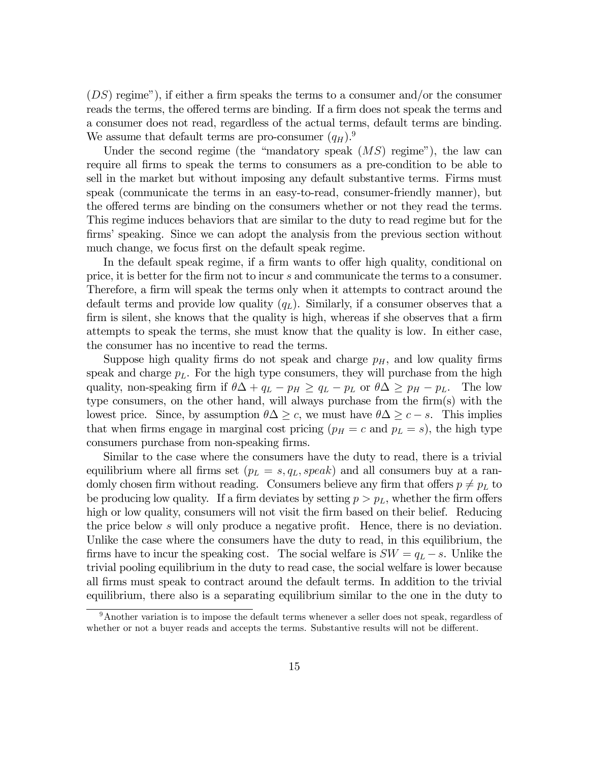$(DS)$ regime"), if either a firm speaks the terms to a consumer and/or the consumer reads the terms, the offered terms are binding. If a firm does not speak the terms and a consumer does not read, regardless of the actual terms, default terms are binding. We assume that default terms are pro-consumer $(q_H)$.[9]

Under the second regime (the "mandatory speak $(MS)$ regime"), the law can require all firms to speak the terms to consumers as a pre-condition to be able to sell in the market but without imposing any default substantive terms. Firms must speak (communicate the terms in an easy-to-read, consumer-friendly manner), but the offered terms are binding on the consumers whether or not they read the terms. This regime induces behaviors that are similar to the duty to read regime but for the firms' speaking. Since we can adopt the analysis from the previous section without much change, we focus first on the default speak regime.

In the default speak regime, if a firm wants to offer high quality, conditional on price, it is better for the firm not to incur $s$ and communicate the terms to a consumer. Therefore, a firm will speak the terms only when it attempts to contract around the default terms and provide low quality $(q_L)$. Similarly, if a consumer observes that a firm is silent, she knows that the quality is high, whereas if she observes that a firm attempts to speak the terms, she must know that the quality is low. In either case, the consumer has no incentive to read the terms.

Suppose high quality firms do not speak and charge $p_H$, and low quality firms speak and charge $p_L$. For the high type consumers, they will purchase from the high quality, non-speaking firm if $\theta\Delta + q_L - p_H \geq q_L - p_L$ or $\theta\Delta \geq p_H - p_L$. The low type consumers, on the other hand, will always purchase from the firm(s) with the lowest price. Since, by assumption $\theta\Delta \geq c$, we must have $\theta\Delta \geq c - s$. This implies that when firms engage in marginal cost pricing ($p_H = c$ and $p_L = s$), the high type consumers purchase from non-speaking firms.

Similar to the case where the consumers have the duty to read, there is a trivial equilibrium where all firms set $(p_L = s, q_L, speak)$ and all consumers buy at a randomly chosen firm without reading. Consumers believe any firm that offers $p \neq p_L$ to be producing low quality. If a firm deviates by setting $p > p_L$, whether the firm offers high or low quality, consumers will not visit the firm based on their belief. Reducing the price below $s$ will only produce a negative profit. Hence, there is no deviation. Unlike the case where the consumers have the duty to read, in this equilibrium, the firms have to incur the speaking cost. The social welfare is $SW = q_L - s$. Unlike the trivial pooling equilibrium in the duty to read case, the social welfare is lower because all firms must speak to contract around the default terms. In addition to the trivial equilibrium, there also is a separating equilibrium similar to the one in the duty to

[9] Another variation is to impose the default terms whenever a seller does not speak, regardless of whether or not a buyer reads and accepts the terms. Substantive results will not be different.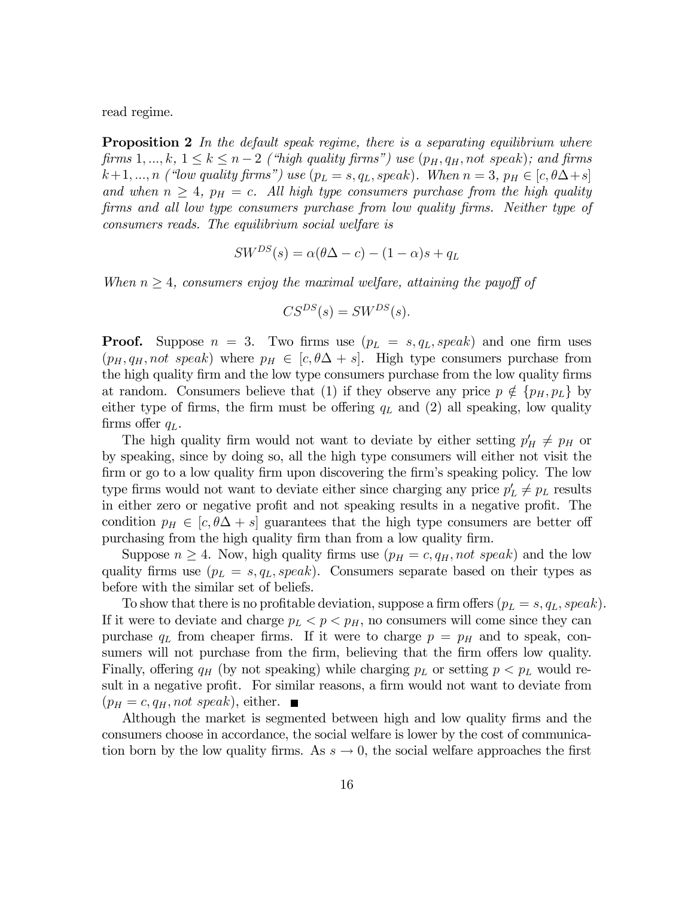read regime.

**Proposition 2** *In the default speak regime, there is a separating equilibrium where firms $1, ..., k$, $1 \leq k \leq n-2$ ("high quality firms") use $(p_H, q_H, not\ speak)$; and firms $k+1, ..., n$ ("low quality firms") use $(p_L = s, q_L, speak)$. When $n = 3$, $p_H \in [c, \theta\Delta + s]$ and when $n \geq 4$, $p_H = c$. All high type consumers purchase from the high quality firms and all low type consumers purchase from low quality firms. Neither type of consumers reads. The equilibrium social welfare is*

$$SW^{DS}(s) = \alpha(\theta\Delta - c) - (1-\alpha)s + q_L$$

*When $n \geq 4$, consumers enjoy the maximal welfare, attaining the payoff of*

$$CS^{DS}(s) = SW^{DS}(s).$$

**Proof.** Suppose $n = 3$. Two firms use $(p_L = s, q_L, speak)$ and one firm uses $(p_H, q_H, not\ speak)$ where $p_H \in [c, \theta\Delta + s]$. High type consumers purchase from the high quality firm and the low type consumers purchase from the low quality firms at random. Consumers believe that (1) if they observe any price $p \notin \{p_H, p_L\}$ by either type of firms, the firm must be offering $q_L$ and (2) all speaking, low quality firms offer $q_L$.

The high quality firm would not want to deviate by either setting $p'_H \neq p_H$ or by speaking, since by doing so, all the high type consumers will either not visit the firm or go to a low quality firm upon discovering the firm's speaking policy. The low type firms would not want to deviate either since charging any price $p'_L \neq p_L$ results in either zero or negative profit and not speaking results in a negative profit. The condition $p_H \in [c, \theta\Delta + s]$ guarantees that the high type consumers are better off purchasing from the high quality firm than from a low quality firm.

Suppose $n \geq 4$. Now, high quality firms use $(p_H = c, q_H, not\ speak)$ and the low quality firms use $(p_L = s, q_L, speak)$. Consumers separate based on their types as before with the similar set of beliefs.

To show that there is no profitable deviation, suppose a firm offers $(p_L = s, q_L, speak)$. If it were to deviate and charge $p_L < p < p_H$, no consumers will come since they can purchase $q_L$ from cheaper firms. If it were to charge $p = p_H$ and to speak, consumers will not purchase from the firm, believing that the firm offers low quality. Finally, offering $q_H$ (by not speaking) while charging $p_L$ or setting $p < p_L$ would result in a negative profit. For similar reasons, a firm would not want to deviate from $(p_H = c, q_H, not\ speak)$, either. ■

Although the market is segmented between high and low quality firms and the consumers choose in accordance, the social welfare is lower by the cost of communication born by the low quality firms. As $s \to 0$, the social welfare approaches the first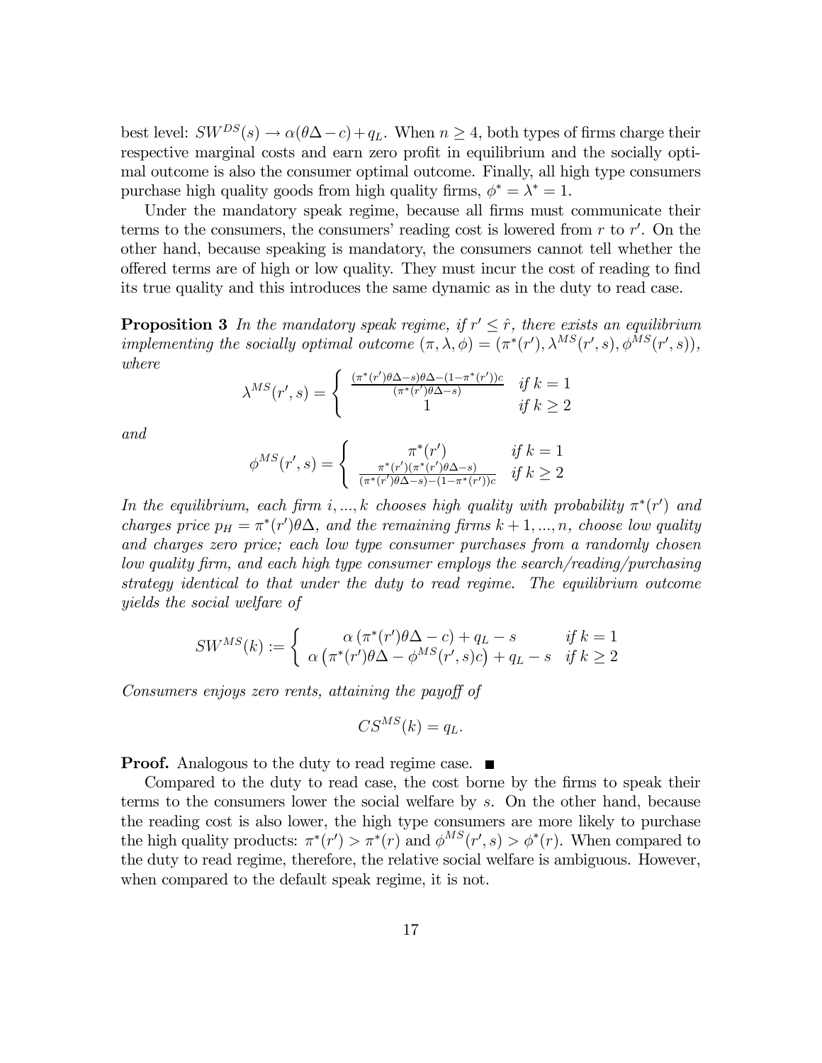best level: $SW^{DS}(s) \to \alpha(\theta\Delta - c) + q_L$. When $n \geq 4$, both types of firms charge their respective marginal costs and earn zero profit in equilibrium and the socially optimal outcome is also the consumer optimal outcome. Finally, all high type consumers purchase high quality goods from high quality firms, $\phi^* = \lambda^* = 1$.

Under the mandatory speak regime, because all firms must communicate their terms to the consumers, the consumers' reading cost is lowered from $r$ to $r'$. On the other hand, because speaking is mandatory, the consumers cannot tell whether the offered terms are of high or low quality. They must incur the cost of reading to find its true quality and this introduces the same dynamic as in the duty to read case.

**Proposition 3** *In the mandatory speak regime, if $r' \leq \hat{r}$, there exists an equilibrium implementing the socially optimal outcome $(\pi, \lambda, \phi) = (\pi^*(r'), \lambda^{MS}(r', s), \phi^{MS}(r', s))$, where*

$$\lambda^{MS}(r', s) = \begin{cases} \frac{(\pi^*(r')\theta\Delta - s)\theta\Delta - (1-\pi^*(r'))c}{(\pi^*(r')\theta\Delta - s)} & \text{if } k = 1 \\ 1 & \text{if } k \geq 2 \end{cases}$$

*and*

$$\phi^{MS}(r', s) = \begin{cases} \pi^*(r') & \text{if } k = 1 \\ \frac{\pi^*(r')(\pi^*(r')\theta\Delta - s)}{(\pi^*(r')\theta\Delta - s) - (1-\pi^*(r'))c} & \text{if } k \geq 2 \end{cases}$$

*In the equilibrium, each firm $i, ..., k$ chooses high quality with probability $\pi^*(r')$ and charges price $p_H = \pi^*(r')\theta\Delta$, and the remaining firms $k+1, ..., n$, choose low quality and charges zero price; each low type consumer purchases from a randomly chosen low quality firm, and each high type consumer employs the search/reading/purchasing strategy identical to that under the duty to read regime. The equilibrium outcome yields the social welfare of*

$$SW^{MS}(k) := \begin{cases} \alpha\left(\pi^*(r')\theta\Delta - c\right) + q_L - s & \text{if } k = 1 \\ \alpha\left(\pi^*(r')\theta\Delta - \phi^{MS}(r', s)c\right) + q_L - s & \text{if } k \geq 2 \end{cases}$$

*Consumers enjoys zero rents, attaining the payoff of*

$$CS^{MS}(k) = q_L.$$

**Proof.** Analogous to the duty to read regime case. ■

Compared to the duty to read case, the cost borne by the firms to speak their terms to the consumers lower the social welfare by $s$. On the other hand, because the reading cost is also lower, the high type consumers are more likely to purchase the high quality products: $\pi^*(r') > \pi^*(r)$ and $\phi^{MS}(r', s) > \phi^*(r)$. When compared to the duty to read regime, therefore, the relative social welfare is ambiguous. However, when compared to the default speak regime, it is not.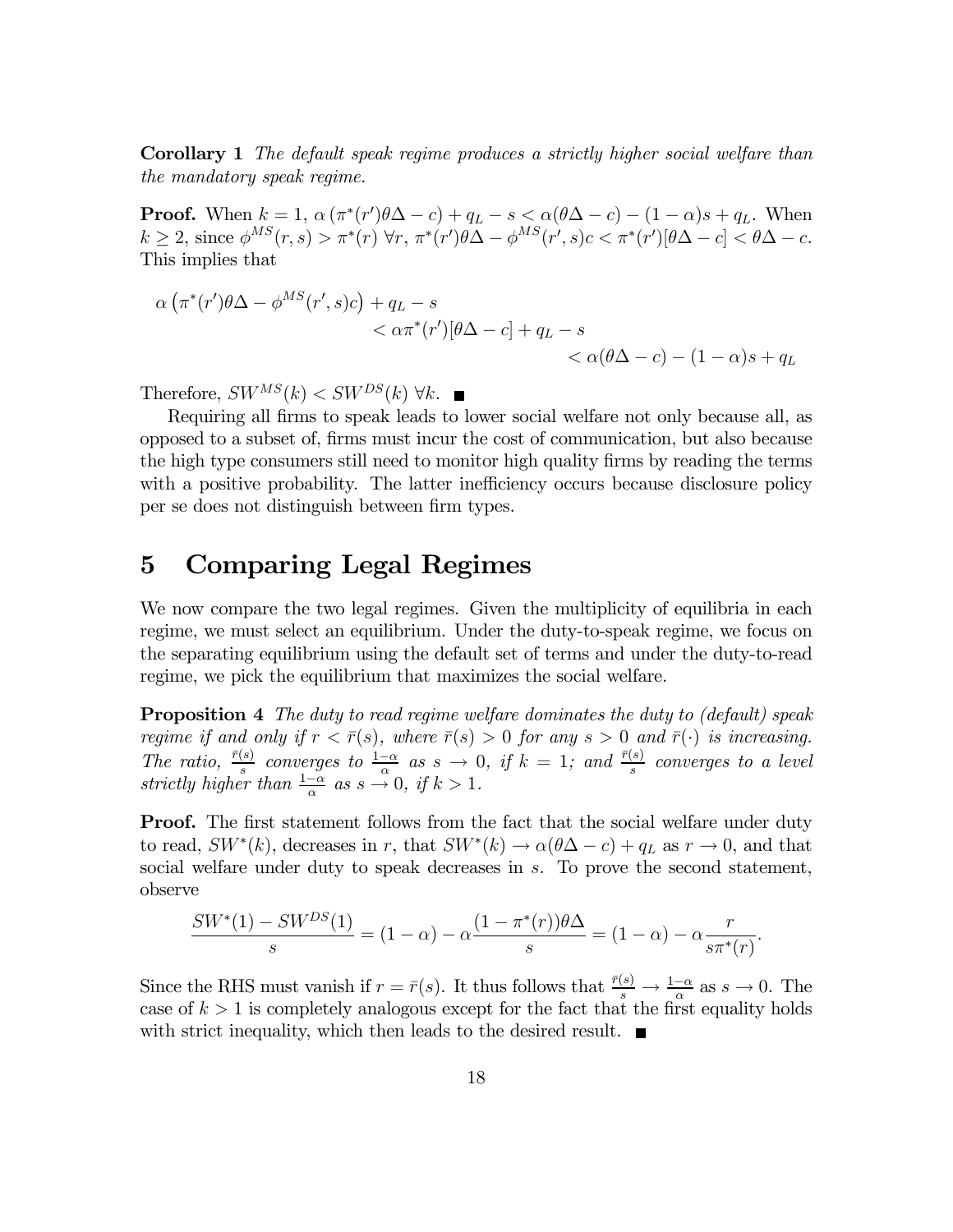**Corollary 1** *The default speak regime produces a strictly higher social welfare than the mandatory speak regime.*

**Proof.** When $k = 1$, $\alpha\left(\pi^*(r')\theta\Delta - c\right) + q_L - s < \alpha(\theta\Delta - c) - (1-\alpha)s + q_L$. When $k \geq 2$, since $\phi^{MS}(r, s) > \pi^*(r)\ \forall r$, $\pi^*(r')\theta\Delta - \phi^{MS}(r', s)c < \pi^*(r')[\theta\Delta - c] < \theta\Delta - c$. This implies that

$$\begin{aligned}\alpha\left(\pi^*(r')\theta\Delta - \phi^{MS}(r', s)c\right) + q_L - s \\ &< \alpha\pi^*(r')[\theta\Delta - c] + q_L - s \\ &< \alpha(\theta\Delta - c) - (1-\alpha)s + q_L\end{aligned}$$

Therefore, $SW^{MS}(k) < SW^{DS}(k)\ \forall k$. ■

Requiring all firms to speak leads to lower social welfare not only because all, as opposed to a subset of, firms must incur the cost of communication, but also because the high type consumers still need to monitor high quality firms by reading the terms with a positive probability. The latter inefficiency occurs because disclosure policy per se does not distinguish between firm types.

# 5 Comparing Legal Regimes

We now compare the two legal regimes. Given the multiplicity of equilibria in each regime, we must select an equilibrium. Under the duty-to-speak regime, we focus on the separating equilibrium using the default set of terms and under the duty-to-read regime, we pick the equilibrium that maximizes the social welfare.

**Proposition 4** *The duty to read regime welfare dominates the duty to (default) speak regime if and only if $r < \bar{r}(s)$, where $\bar{r}(s) > 0$ for any $s > 0$ and $\bar{r}(\cdot)$ is increasing. The ratio, $\frac{\bar{r}(s)}{s}$ converges to $\frac{1-\alpha}{\alpha}$ as $s \to 0$, if $k = 1$; and $\frac{\bar{r}(s)}{s}$ converges to a level strictly higher than $\frac{1-\alpha}{\alpha}$ as $s \to 0$, if $k > 1$.*

**Proof.** The first statement follows from the fact that the social welfare under duty to read, $SW^*(k)$, decreases in $r$, that $SW^*(k) \to \alpha(\theta\Delta - c) + q_L$ as $r \to 0$, and that social welfare under duty to speak decreases in $s$. To prove the second statement, observe

$$\frac{SW^*(1) - SW^{DS}(1)}{s} = (1-\alpha) - \alpha\frac{(1-\pi^*(r))\theta\Delta}{s} = (1-\alpha) - \alpha\frac{r}{s\pi^*(r)}.$$

Since the RHS must vanish if $r = \bar{r}(s)$. It thus follows that $\frac{\bar{r}(s)}{s} \to \frac{1-\alpha}{\alpha}$ as $s \to 0$. The case of $k > 1$ is completely analogous except for the fact that the first equality holds with strict inequality, which then leads to the desired result. ■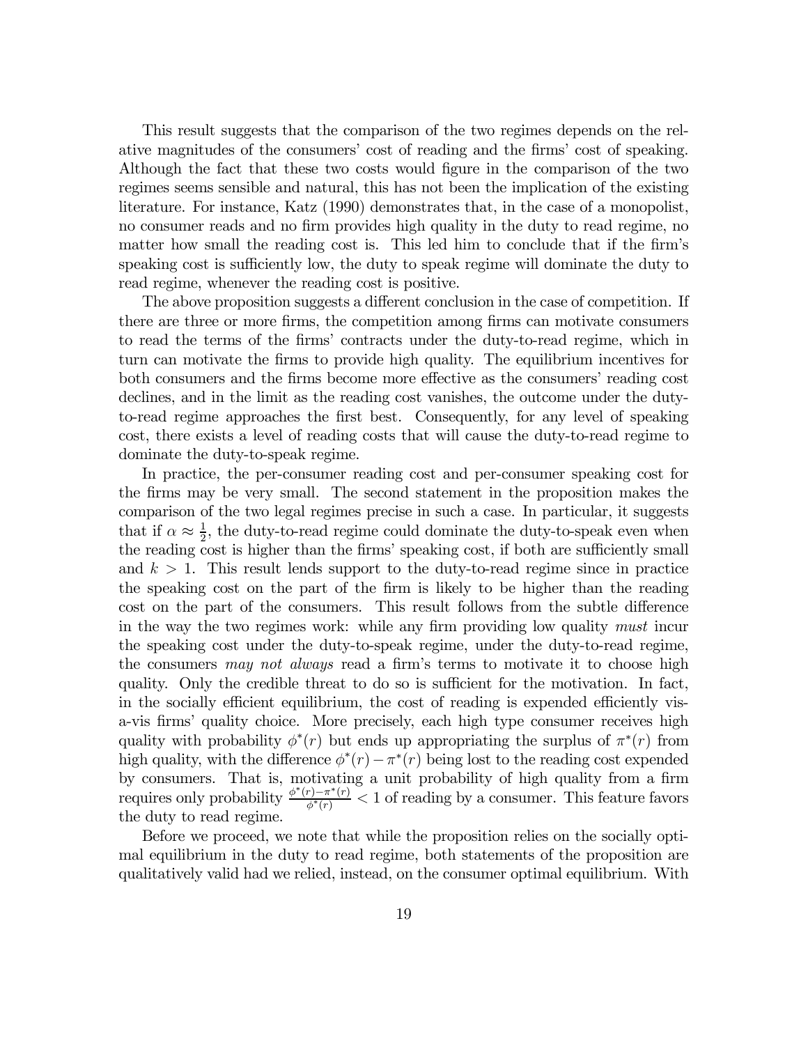This result suggests that the comparison of the two regimes depends on the relative magnitudes of the consumers' cost of reading and the firms' cost of speaking. Although the fact that these two costs would figure in the comparison of the two regimes seems sensible and natural, this has not been the implication of the existing literature. For instance, Katz (1990) demonstrates that, in the case of a monopolist, no consumer reads and no firm provides high quality in the duty to read regime, no matter how small the reading cost is. This led him to conclude that if the firm's speaking cost is sufficiently low, the duty to speak regime will dominate the duty to read regime, whenever the reading cost is positive.

The above proposition suggests a different conclusion in the case of competition. If there are three or more firms, the competition among firms can motivate consumers to read the terms of the firms' contracts under the duty-to-read regime, which in turn can motivate the firms to provide high quality. The equilibrium incentives for both consumers and the firms become more effective as the consumers' reading cost declines, and in the limit as the reading cost vanishes, the outcome under the duty-to-read regime approaches the first best. Consequently, for any level of speaking cost, there exists a level of reading costs that will cause the duty-to-read regime to dominate the duty-to-speak regime.

In practice, the per-consumer reading cost and per-consumer speaking cost for the firms may be very small. The second statement in the proposition makes the comparison of the two legal regimes precise in such a case. In particular, it suggests that if $\alpha \approx \frac{1}{2}$, the duty-to-read regime could dominate the duty-to-speak even when the reading cost is higher than the firms' speaking cost, if both are sufficiently small and $k > 1$. This result lends support to the duty-to-read regime since in practice the speaking cost on the part of the firm is likely to be higher than the reading cost on the part of the consumers. This result follows from the subtle difference in the way the two regimes work: while any firm providing low quality *must* incur the speaking cost under the duty-to-speak regime, under the duty-to-read regime, the consumers *may not always* read a firm's terms to motivate it to choose high quality. Only the credible threat to do so is sufficient for the motivation. In fact, in the socially efficient equilibrium, the cost of reading is expended efficiently vis-a-vis firms' quality choice. More precisely, each high type consumer receives high quality with probability $\phi^*(r)$ but ends up appropriating the surplus of $\pi^*(r)$ from high quality, with the difference $\phi^*(r) - \pi^*(r)$ being lost to the reading cost expended by consumers. That is, motivating a unit probability of high quality from a firm requires only probability $\frac{\phi^*(r)-\pi^*(r)}{\phi^*(r)} < 1$ of reading by a consumer. This feature favors the duty to read regime.

Before we proceed, we note that while the proposition relies on the socially optimal equilibrium in the duty to read regime, both statements of the proposition are qualitatively valid had we relied, instead, on the consumer optimal equilibrium. With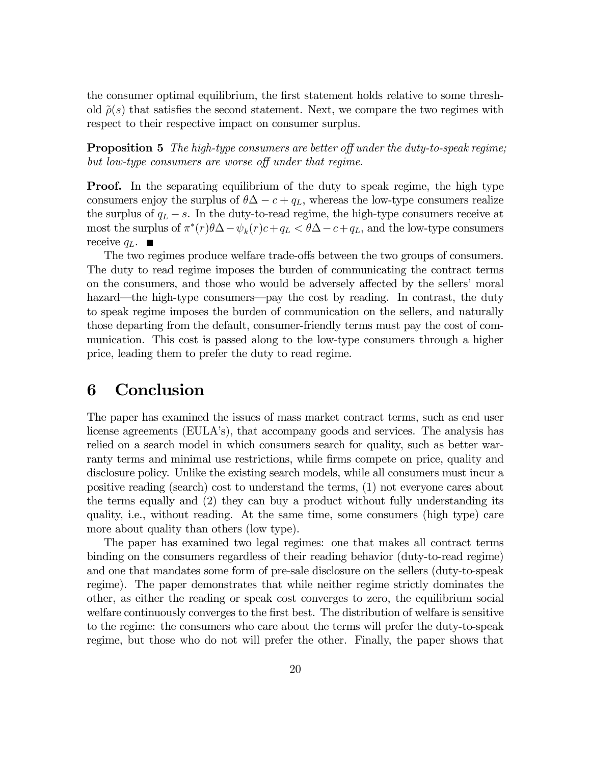the consumer optimal equilibrium, the first statement holds relative to some threshold $\tilde{\rho}(s)$ that satisfies the second statement. Next, we compare the two regimes with respect to their respective impact on consumer surplus.

**Proposition 5** *The high-type consumers are better off under the duty-to-speak regime; but low-type consumers are worse off under that regime.*

**Proof.** In the separating equilibrium of the duty to speak regime, the high type consumers enjoy the surplus of $\theta\Delta - c + q_L$, whereas the low-type consumers realize the surplus of $q_L - s$. In the duty-to-read regime, the high-type consumers receive at most the surplus of $\pi^*(r)\theta\Delta - \psi_k(r)c + q_L < \theta\Delta - c + q_L$, and the low-type consumers receive $q_L$. ■

The two regimes produce welfare trade-offs between the two groups of consumers. The duty to read regime imposes the burden of communicating the contract terms on the consumers, and those who would be adversely affected by the sellers' moral hazard—the high-type consumers—pay the cost by reading. In contrast, the duty to speak regime imposes the burden of communication on the sellers, and naturally those departing from the default, consumer-friendly terms must pay the cost of communication. This cost is passed along to the low-type consumers through a higher price, leading them to prefer the duty to read regime.

# 6 Conclusion

The paper has examined the issues of mass market contract terms, such as end user license agreements (EULA's), that accompany goods and services. The analysis has relied on a search model in which consumers search for quality, such as better warranty terms and minimal use restrictions, while firms compete on price, quality and disclosure policy. Unlike the existing search models, while all consumers must incur a positive reading (search) cost to understand the terms, (1) not everyone cares about the terms equally and (2) they can buy a product without fully understanding its quality, i.e., without reading. At the same time, some consumers (high type) care more about quality than others (low type).

The paper has examined two legal regimes: one that makes all contract terms binding on the consumers regardless of their reading behavior (duty-to-read regime) and one that mandates some form of pre-sale disclosure on the sellers (duty-to-speak regime). The paper demonstrates that while neither regime strictly dominates the other, as either the reading or speak cost converges to zero, the equilibrium social welfare continuously converges to the first best. The distribution of welfare is sensitive to the regime: the consumers who care about the terms will prefer the duty-to-speak regime, but those who do not will prefer the other. Finally, the paper shows that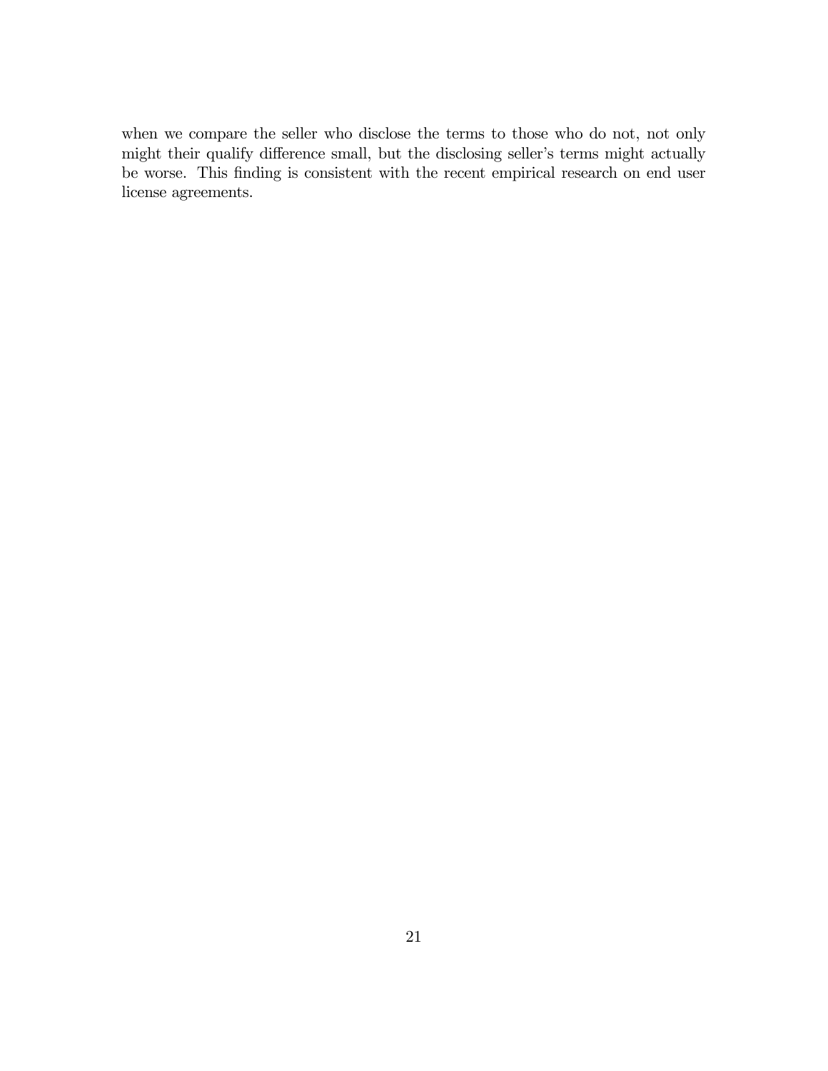when we compare the seller who disclose the terms to those who do not, not only might their qualify difference small, but the disclosing seller's terms might actually be worse. This finding is consistent with the recent empirical research on end user license agreements.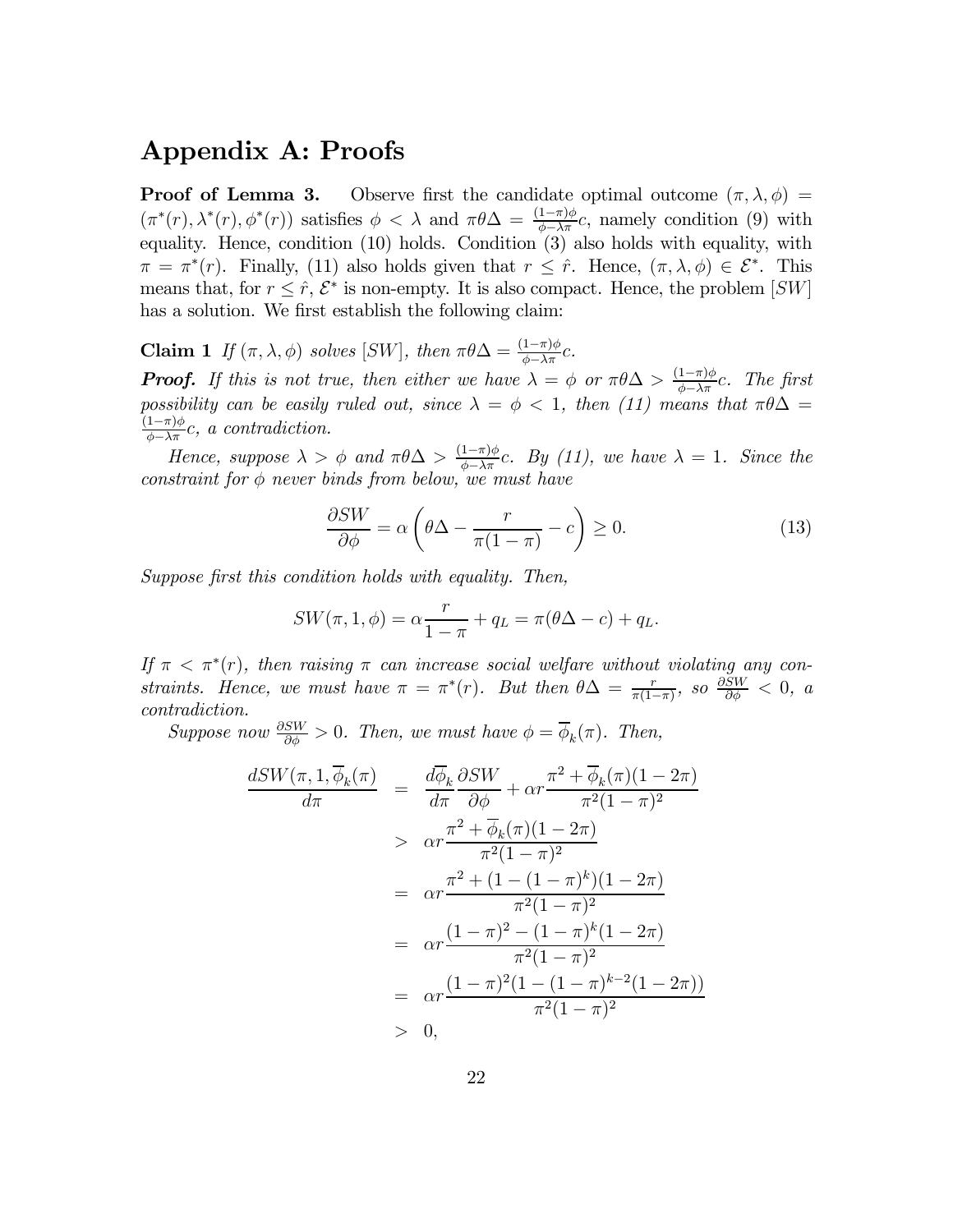## Appendix A: Proofs

**Proof of Lemma 3.** Observe first the candidate optimal outcome $(\pi, \lambda, \phi) = (\pi^*(r), \lambda^*(r), \phi^*(r))$ satisfies $\phi < \lambda$ and $\pi\theta\Delta = \frac{(1-\pi)\phi}{\phi - \lambda\pi}c$, namely condition (9) with equality. Hence, condition (10) holds. Condition (3) also holds with equality, with $\pi = \pi^*(r)$. Finally, (11) also holds given that $r \leq \hat{r}$. Hence, $(\pi, \lambda, \phi) \in \mathcal{E}^*$. This means that, for $r \leq \hat{r}$, $\mathcal{E}^*$ is non-empty. It is also compact. Hence, the problem $[SW]$ has a solution. We first establish the following claim:

**Claim 1** *If $(\pi, \lambda, \phi)$ solves $[SW]$, then $\pi\theta\Delta = \frac{(1-\pi)\phi}{\phi - \lambda\pi}c$.*

***Proof.*** *If this is not true, then either we have $\lambda = \phi$ or $\pi\theta\Delta > \frac{(1-\pi)\phi}{\phi - \lambda\pi}c$. The first possibility can be easily ruled out, since $\lambda = \phi < 1$, then (11) means that $\pi\theta\Delta = \frac{(1-\pi)\phi}{\phi - \lambda\pi}c$, a contradiction.*

*Hence, suppose $\lambda > \phi$ and $\pi\theta\Delta > \frac{(1-\pi)\phi}{\phi - \lambda\pi}c$. By (11), we have $\lambda = 1$. Since the constraint for $\phi$ never binds from below, we must have*

$$\frac{\partial SW}{\partial \phi} = \alpha \left( \theta\Delta - \frac{r}{\pi(1-\pi)} - c \right) \geq 0. \tag{13}$$

*Suppose first this condition holds with equality. Then,*

$$SW(\pi, 1, \phi) = \alpha \frac{r}{1-\pi} + q_L = \pi(\theta\Delta - c) + q_L.$$

*If $\pi < \pi^*(r)$, then raising $\pi$ can increase social welfare without violating any constraints. Hence, we must have $\pi = \pi^*(r)$. But then $\theta\Delta = \frac{r}{\pi(1-\pi)}$, so $\frac{\partial SW}{\partial \phi} < 0$, a contradiction.*

*Suppose now $\frac{\partial SW}{\partial \phi} > 0$. Then, we must have $\phi = \overline{\phi}_k(\pi)$. Then,*

$$\begin{aligned}
\frac{dSW(\pi, 1, \overline{\phi}_k(\pi)}{d\pi} &= \frac{d\overline{\phi}_k}{d\pi}\frac{\partial SW}{\partial \phi} + \alpha r \frac{\pi^2 + \overline{\phi}_k(\pi)(1-2\pi)}{\pi^2(1-\pi)^2} \\
&> \alpha r \frac{\pi^2 + \overline{\phi}_k(\pi)(1-2\pi)}{\pi^2(1-\pi)^2} \\
&= \alpha r \frac{\pi^2 + (1-(1-\pi)^k)(1-2\pi)}{\pi^2(1-\pi)^2} \\
&= \alpha r \frac{(1-\pi)^2 - (1-\pi)^k(1-2\pi)}{\pi^2(1-\pi)^2} \\
&= \alpha r \frac{(1-\pi)^2(1-(1-\pi)^{k-2}(1-2\pi))}{\pi^2(1-\pi)^2} \\
&> 0,
\end{aligned}$$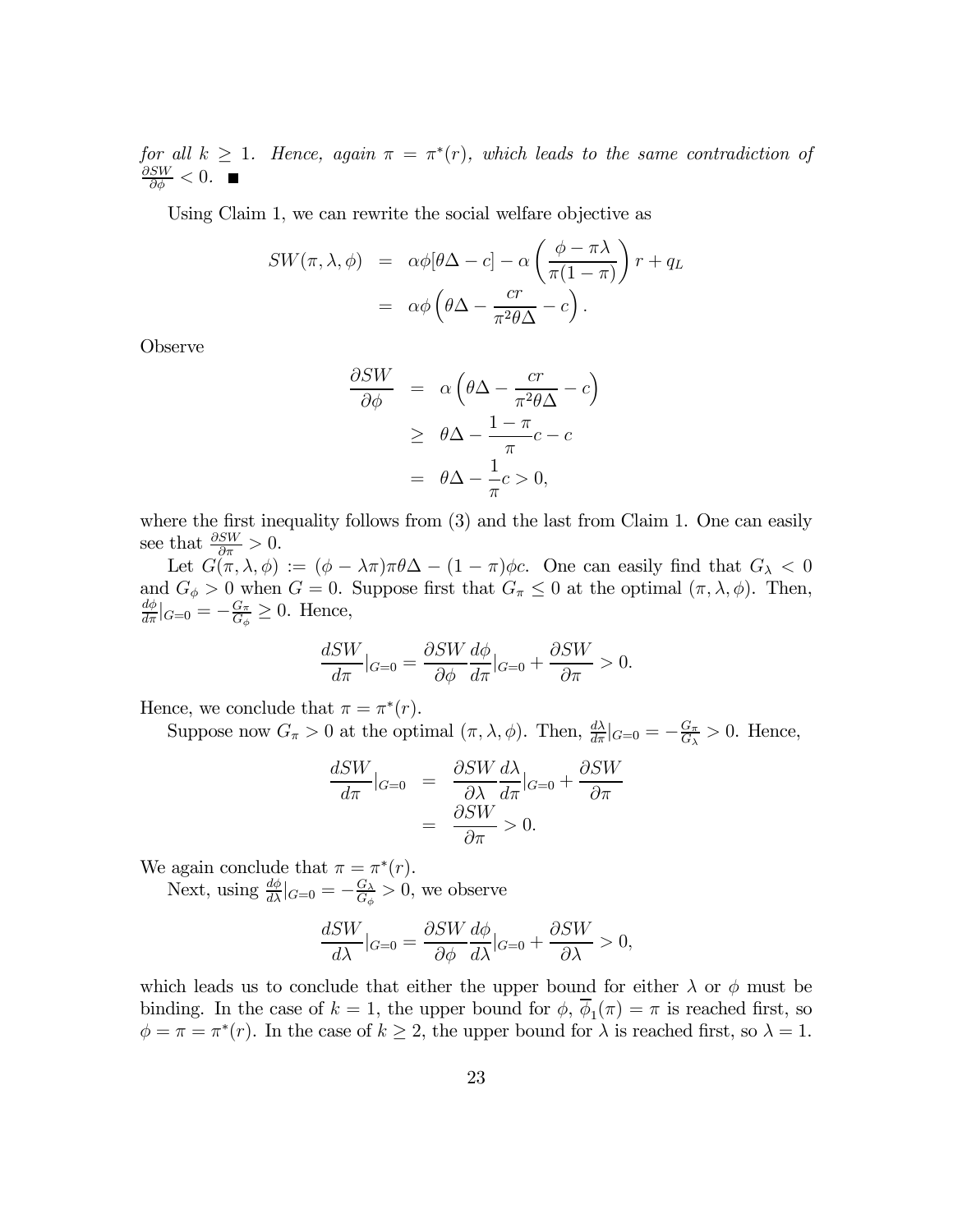*for all $k \geq 1$. Hence, again $\pi = \pi^*(r)$, which leads to the same contradiction of $\frac{\partial SW}{\partial \phi} < 0$.* ■

Using Claim 1, we can rewrite the social welfare objective as

$$
\begin{aligned}
SW(\pi, \lambda, \phi) &= \alpha\phi[\theta\Delta - c] - \alpha\left(\frac{\phi - \pi\lambda}{\pi(1-\pi)}\right) r + q_L \\
&= \alpha\phi\left(\theta\Delta - \frac{cr}{\pi^2\theta\Delta} - c\right).
\end{aligned}
$$

Observe

$$
\begin{aligned}
\frac{\partial SW}{\partial \phi} &= \alpha\left(\theta\Delta - \frac{cr}{\pi^2\theta\Delta} - c\right) \\
&\geq \theta\Delta - \frac{1-\pi}{\pi}c - c \\
&= \theta\Delta - \frac{1}{\pi}c > 0,
\end{aligned}
$$

where the first inequality follows from (3) and the last from Claim 1. One can easily see that $\frac{\partial SW}{\partial \pi} > 0$.

Let $G(\pi, \lambda, \phi) := (\phi - \lambda\pi)\pi\theta\Delta - (1-\pi)\phi c$. One can easily find that $G_\lambda < 0$ and $G_\phi > 0$ when $G = 0$. Suppose first that $G_\pi \leq 0$ at the optimal $(\pi, \lambda, \phi)$. Then, $\frac{d\phi}{d\pi}|_{G=0} = -\frac{G_\pi}{G_\phi} \geq 0$. Hence,

$$
\frac{dSW}{d\pi}|_{G=0} = \frac{\partial SW}{\partial \phi}\frac{d\phi}{d\pi}|_{G=0} + \frac{\partial SW}{\partial \pi} > 0.
$$

Hence, we conclude that $\pi = \pi^*(r)$.

Suppose now $G_\pi > 0$ at the optimal $(\pi, \lambda, \phi)$. Then, $\frac{d\lambda}{d\pi}|_{G=0} = -\frac{G_\pi}{G_\lambda} > 0$. Hence,

$$
\begin{aligned}
\frac{dSW}{d\pi}|_{G=0} &= \frac{\partial SW}{\partial \lambda}\frac{d\lambda}{d\pi}|_{G=0} + \frac{\partial SW}{\partial \pi} \\
&= \frac{\partial SW}{\partial \pi} > 0.
\end{aligned}
$$

We again conclude that $\pi = \pi^*(r)$.

Next, using $\frac{d\phi}{d\lambda}|_{G=0} = -\frac{G_\lambda}{G_\phi} > 0$, we observe

$$
\frac{dSW}{d\lambda}|_{G=0} = \frac{\partial SW}{\partial \phi}\frac{d\phi}{d\lambda}|_{G=0} + \frac{\partial SW}{\partial \lambda} > 0,
$$

which leads us to conclude that either the upper bound for either $\lambda$ or $\phi$ must be binding. In the case of $k = 1$, the upper bound for $\phi$, $\overline{\phi}_1(\pi) = \pi$ is reached first, so $\phi = \pi = \pi^*(r)$. In the case of $k \geq 2$, the upper bound for $\lambda$ is reached first, so $\lambda = 1$.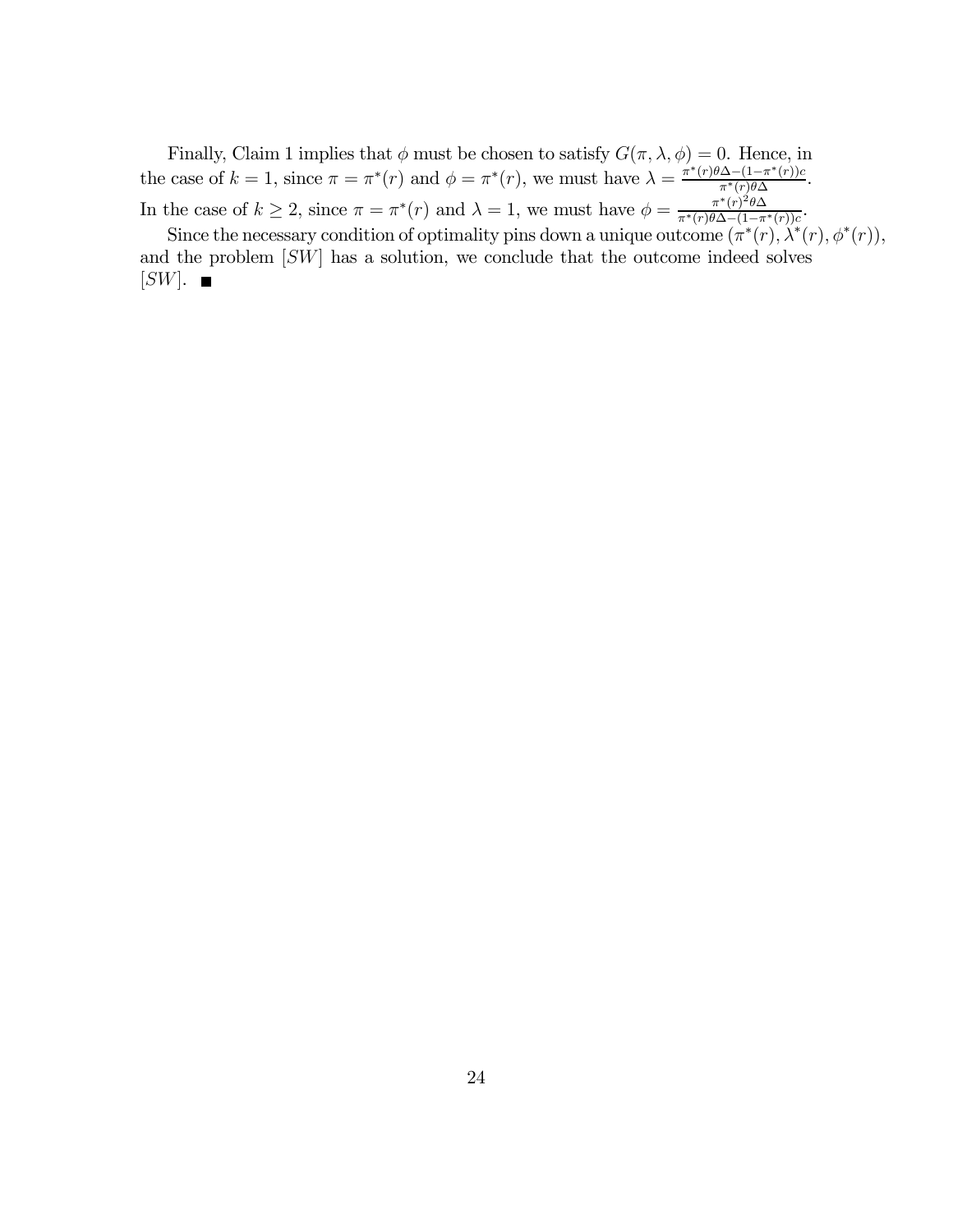Finally, Claim 1 implies that $\phi$ must be chosen to satisfy $G(\pi, \lambda, \phi) = 0$. Hence, in the case of $k = 1$, since $\pi = \pi^*(r)$ and $\phi = \pi^*(r)$, we must have $\lambda = \frac{\pi^*(r)\theta\Delta - (1-\pi^*(r))c}{\pi^*(r)\theta\Delta}$. In the case of $k \geq 2$, since $\pi = \pi^*(r)$ and $\lambda = 1$, we must have $\phi = \frac{\pi^*(r)^2\theta\Delta}{\pi^*(r)\theta\Delta - (1-\pi^*(r))c}$.

Since the necessary condition of optimality pins down a unique outcome $(\pi^*(r), \lambda^*(r), \phi^*(r))$, and the problem $[SW]$ has a solution, we conclude that the outcome indeed solves $[SW]$. ■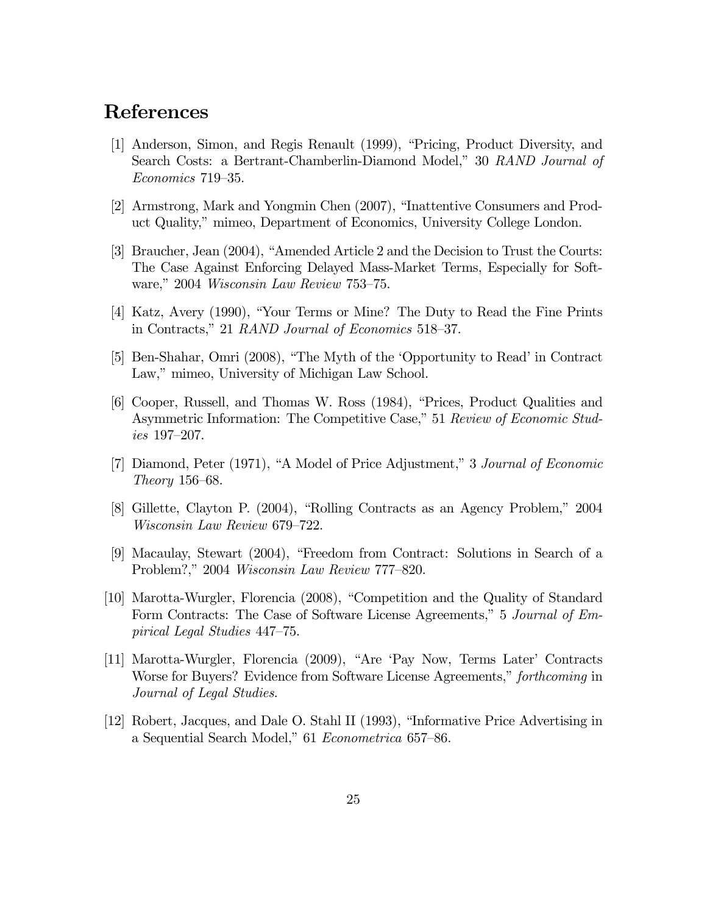## References

[1] Anderson, Simon, and Regis Renault (1999), "Pricing, Product Diversity, and Search Costs: a Bertrant-Chamberlin-Diamond Model," 30 *RAND Journal of Economics* 719–35.

[2] Armstrong, Mark and Yongmin Chen (2007), "Inattentive Consumers and Product Quality," mimeo, Department of Economics, University College London.

[3] Braucher, Jean (2004), "Amended Article 2 and the Decision to Trust the Courts: The Case Against Enforcing Delayed Mass-Market Terms, Especially for Software," 2004 *Wisconsin Law Review* 753–75.

[4] Katz, Avery (1990), "Your Terms or Mine? The Duty to Read the Fine Prints in Contracts," 21 *RAND Journal of Economics* 518–37.

[5] Ben-Shahar, Omri (2008), "The Myth of the 'Opportunity to Read' in Contract Law," mimeo, University of Michigan Law School.

[6] Cooper, Russell, and Thomas W. Ross (1984), "Prices, Product Qualities and Asymmetric Information: The Competitive Case," 51 *Review of Economic Studies* 197–207.

[7] Diamond, Peter (1971), "A Model of Price Adjustment," 3 *Journal of Economic Theory* 156–68.

[8] Gillette, Clayton P. (2004), "Rolling Contracts as an Agency Problem," 2004 *Wisconsin Law Review* 679–722.

[9] Macaulay, Stewart (2004), "Freedom from Contract: Solutions in Search of a Problem?," 2004 *Wisconsin Law Review* 777–820.

[10] Marotta-Wurgler, Florencia (2008), "Competition and the Quality of Standard Form Contracts: The Case of Software License Agreements," 5 *Journal of Empirical Legal Studies* 447–75.

[11] Marotta-Wurgler, Florencia (2009), "Are 'Pay Now, Terms Later' Contracts Worse for Buyers? Evidence from Software License Agreements," *forthcoming* in *Journal of Legal Studies*.

[12] Robert, Jacques, and Dale O. Stahl II (1993), "Informative Price Advertising in a Sequential Search Model," 61 *Econometrica* 657–86.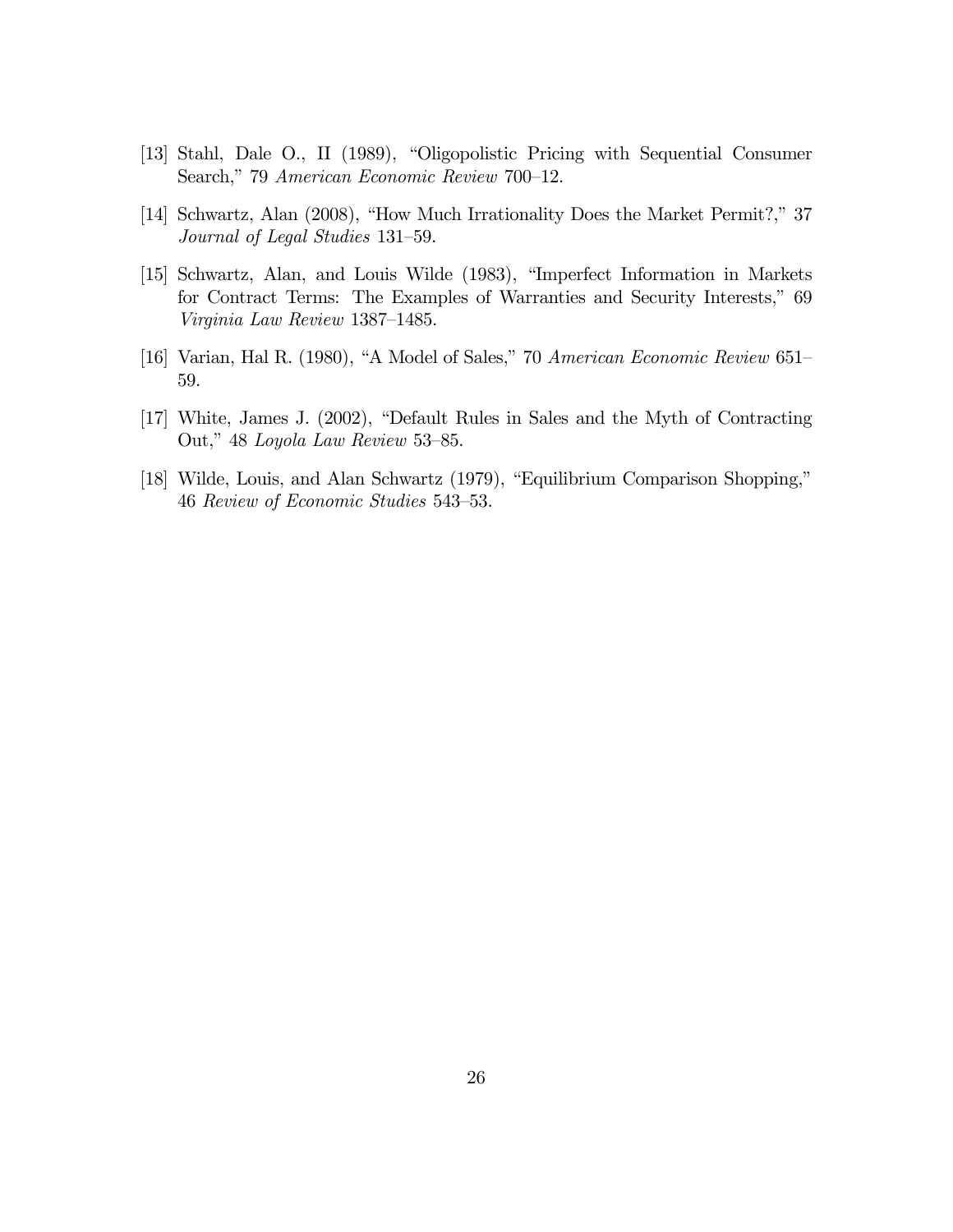[13] Stahl, Dale O., II (1989), "Oligopolistic Pricing with Sequential Consumer Search," 79 *American Economic Review* 700–12.

[14] Schwartz, Alan (2008), "How Much Irrationality Does the Market Permit?," 37 *Journal of Legal Studies* 131–59.

[15] Schwartz, Alan, and Louis Wilde (1983), "Imperfect Information in Markets for Contract Terms: The Examples of Warranties and Security Interests," 69 *Virginia Law Review* 1387–1485.

[16] Varian, Hal R. (1980), "A Model of Sales," 70 *American Economic Review* 651–59.

[17] White, James J. (2002), "Default Rules in Sales and the Myth of Contracting Out," 48 *Loyola Law Review* 53–85.

[18] Wilde, Louis, and Alan Schwartz (1979), "Equilibrium Comparison Shopping," 46 *Review of Economic Studies* 543–53.